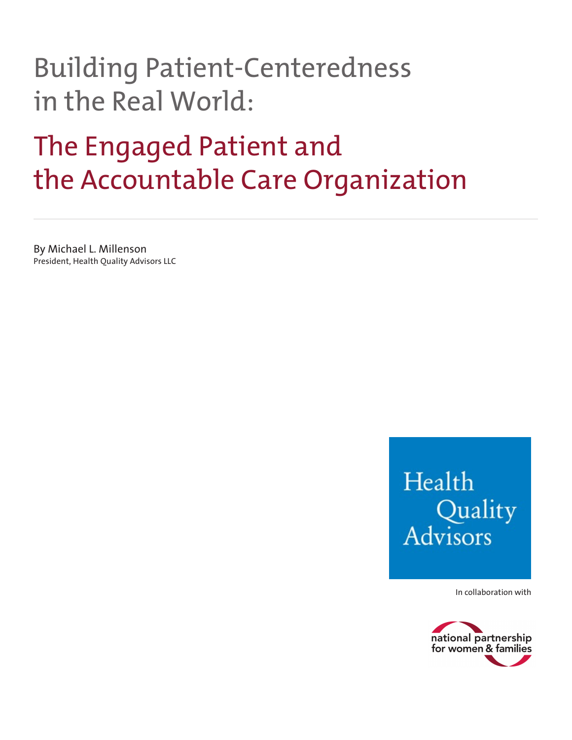# Building Patient-Centeredness in the Real World:

## The Engaged Patient and the Accountable Care Organization

By Michael L. Millenson
President, Health Quality Advisors LLC

Health Quality Advisors

In collaboration with

national partnership for women & families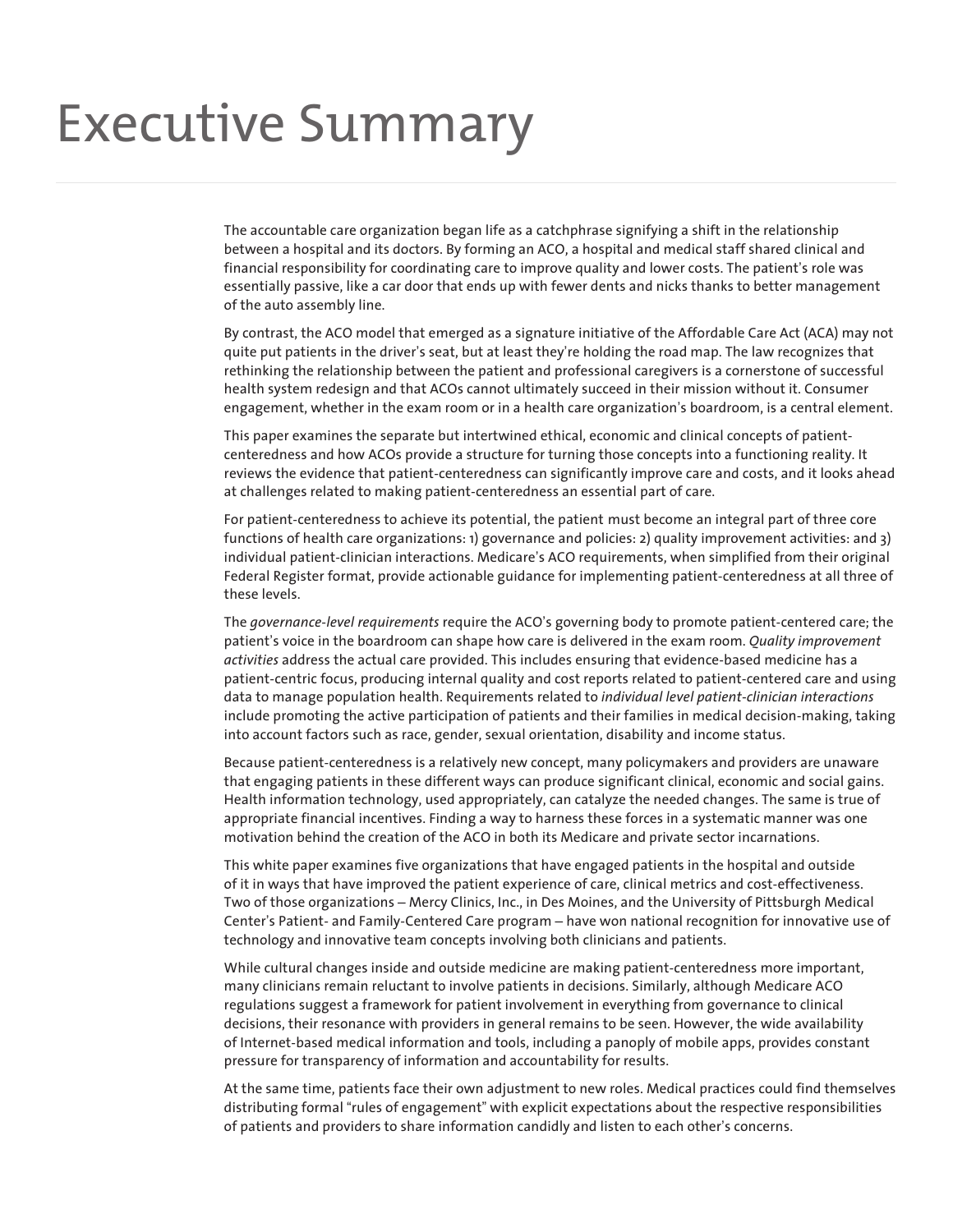# Executive Summary

The accountable care organization began life as a catchphrase signifying a shift in the relationship between a hospital and its doctors. By forming an ACO, a hospital and medical staff shared clinical and financial responsibility for coordinating care to improve quality and lower costs. The patient's role was essentially passive, like a car door that ends up with fewer dents and nicks thanks to better management of the auto assembly line.

By contrast, the ACO model that emerged as a signature initiative of the Affordable Care Act (ACA) may not quite put patients in the driver's seat, but at least they're holding the road map. The law recognizes that rethinking the relationship between the patient and professional caregivers is a cornerstone of successful health system redesign and that ACOs cannot ultimately succeed in their mission without it. Consumer engagement, whether in the exam room or in a health care organization's boardroom, is a central element.

This paper examines the separate but intertwined ethical, economic and clinical concepts of patient-centeredness and how ACOs provide a structure for turning those concepts into a functioning reality. It reviews the evidence that patient-centeredness can significantly improve care and costs, and it looks ahead at challenges related to making patient-centeredness an essential part of care.

For patient-centeredness to achieve its potential, the patient must become an integral part of three core functions of health care organizations: 1) governance and policies: 2) quality improvement activities: and 3) individual patient-clinician interactions. Medicare's ACO requirements, when simplified from their original Federal Register format, provide actionable guidance for implementing patient-centeredness at all three of these levels.

The *governance-level requirements* require the ACO's governing body to promote patient-centered care; the patient's voice in the boardroom can shape how care is delivered in the exam room. *Quality improvement activities* address the actual care provided. This includes ensuring that evidence-based medicine has a patient-centric focus, producing internal quality and cost reports related to patient-centered care and using data to manage population health. Requirements related to *individual level patient-clinician interactions* include promoting the active participation of patients and their families in medical decision-making, taking into account factors such as race, gender, sexual orientation, disability and income status.

Because patient-centeredness is a relatively new concept, many policymakers and providers are unaware that engaging patients in these different ways can produce significant clinical, economic and social gains. Health information technology, used appropriately, can catalyze the needed changes. The same is true of appropriate financial incentives. Finding a way to harness these forces in a systematic manner was one motivation behind the creation of the ACO in both its Medicare and private sector incarnations.

This white paper examines five organizations that have engaged patients in the hospital and outside of it in ways that have improved the patient experience of care, clinical metrics and cost-effectiveness. Two of those organizations – Mercy Clinics, Inc., in Des Moines, and the University of Pittsburgh Medical Center's Patient- and Family-Centered Care program – have won national recognition for innovative use of technology and innovative team concepts involving both clinicians and patients.

While cultural changes inside and outside medicine are making patient-centeredness more important, many clinicians remain reluctant to involve patients in decisions. Similarly, although Medicare ACO regulations suggest a framework for patient involvement in everything from governance to clinical decisions, their resonance with providers in general remains to be seen. However, the wide availability of Internet-based medical information and tools, including a panoply of mobile apps, provides constant pressure for transparency of information and accountability for results.

At the same time, patients face their own adjustment to new roles. Medical practices could find themselves distributing formal "rules of engagement" with explicit expectations about the respective responsibilities of patients and providers to share information candidly and listen to each other's concerns.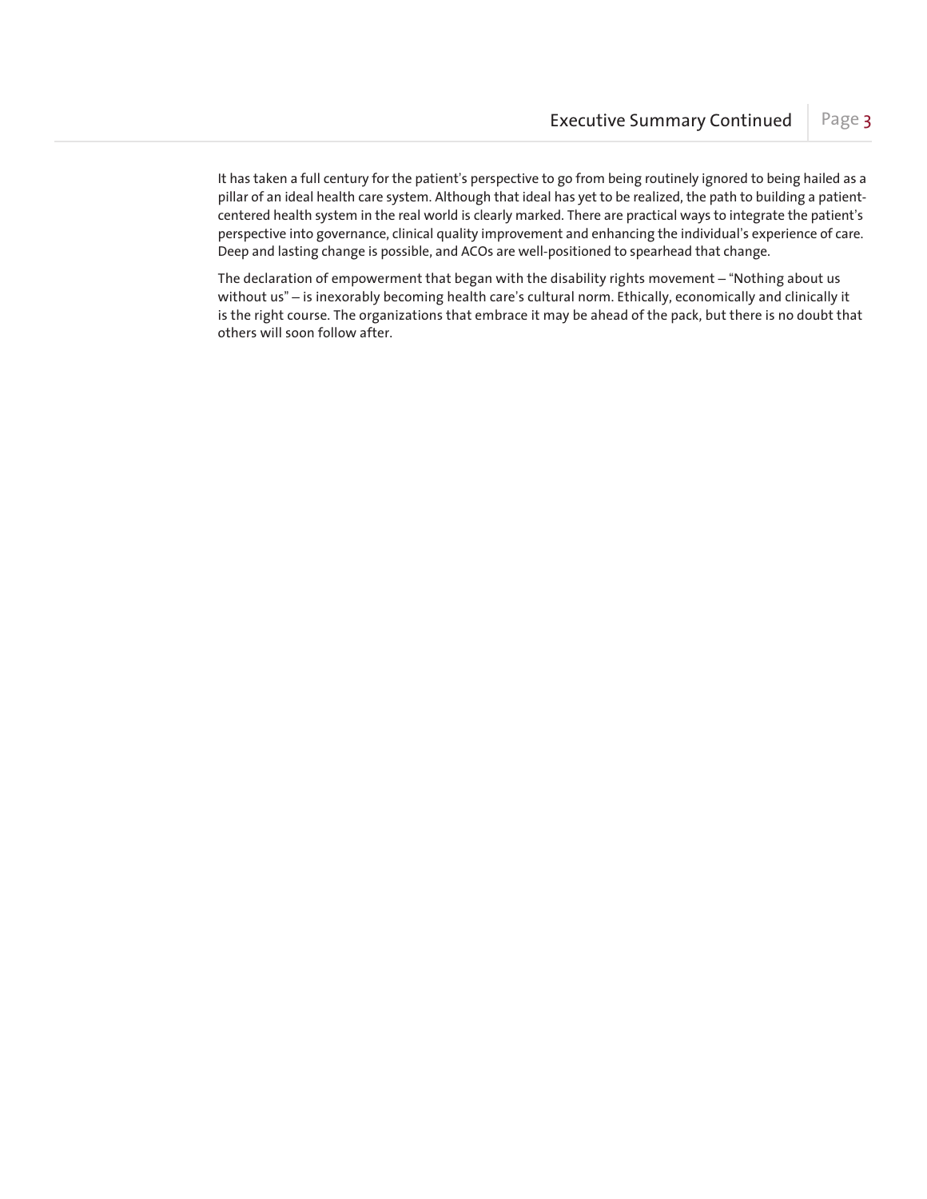It has taken a full century for the patient's perspective to go from being routinely ignored to being hailed as a pillar of an ideal health care system. Although that ideal has yet to be realized, the path to building a patient-centered health system in the real world is clearly marked. There are practical ways to integrate the patient's perspective into governance, clinical quality improvement and enhancing the individual's experience of care. Deep and lasting change is possible, and ACOs are well-positioned to spearhead that change.

The declaration of empowerment that began with the disability rights movement – "Nothing about us without us" – is inexorably becoming health care's cultural norm. Ethically, economically and clinically it is the right course. The organizations that embrace it may be ahead of the pack, but there is no doubt that others will soon follow after.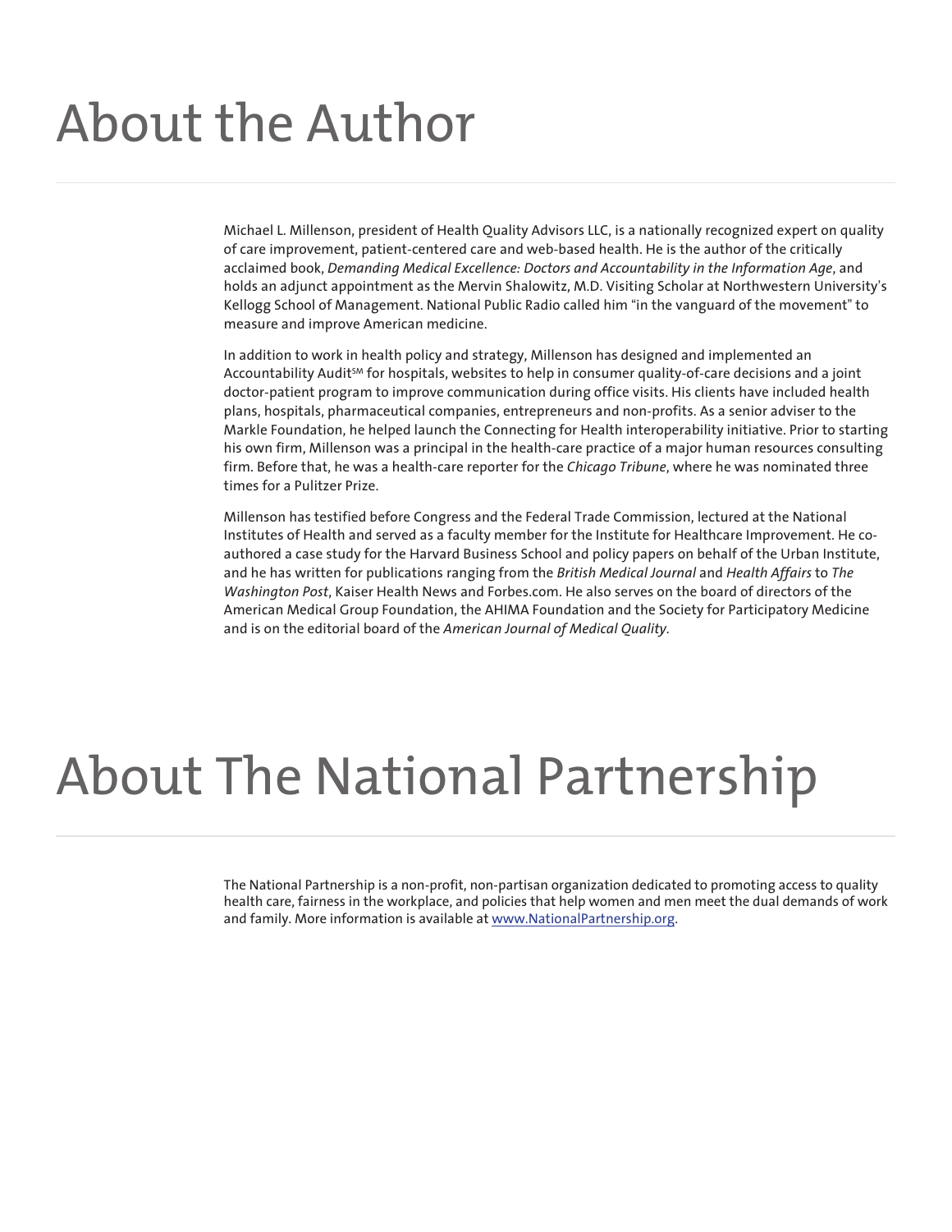# About the Author

Michael L. Millenson, president of Health Quality Advisors LLC, is a nationally recognized expert on quality of care improvement, patient-centered care and web-based health. He is the author of the critically acclaimed book, *Demanding Medical Excellence: Doctors and Accountability in the Information Age*, and holds an adjunct appointment as the Mervin Shalowitz, M.D. Visiting Scholar at Northwestern University's Kellogg School of Management. National Public Radio called him "in the vanguard of the movement" to measure and improve American medicine.

In addition to work in health policy and strategy, Millenson has designed and implemented an Accountability Audit℠ for hospitals, websites to help in consumer quality-of-care decisions and a joint doctor-patient program to improve communication during office visits. His clients have included health plans, hospitals, pharmaceutical companies, entrepreneurs and non-profits. As a senior adviser to the Markle Foundation, he helped launch the Connecting for Health interoperability initiative. Prior to starting his own firm, Millenson was a principal in the health-care practice of a major human resources consulting firm. Before that, he was a health-care reporter for the *Chicago Tribune*, where he was nominated three times for a Pulitzer Prize.

Millenson has testified before Congress and the Federal Trade Commission, lectured at the National Institutes of Health and served as a faculty member for the Institute for Healthcare Improvement. He co-authored a case study for the Harvard Business School and policy papers on behalf of the Urban Institute, and he has written for publications ranging from the *British Medical Journal* and *Health Affairs* to *The Washington Post*, Kaiser Health News and Forbes.com. He also serves on the board of directors of the American Medical Group Foundation, the AHIMA Foundation and the Society for Participatory Medicine and is on the editorial board of the *American Journal of Medical Quality*.

# About The National Partnership

The National Partnership is a non-profit, non-partisan organization dedicated to promoting access to quality health care, fairness in the workplace, and policies that help women and men meet the dual demands of work and family. More information is available at www.NationalPartnership.org.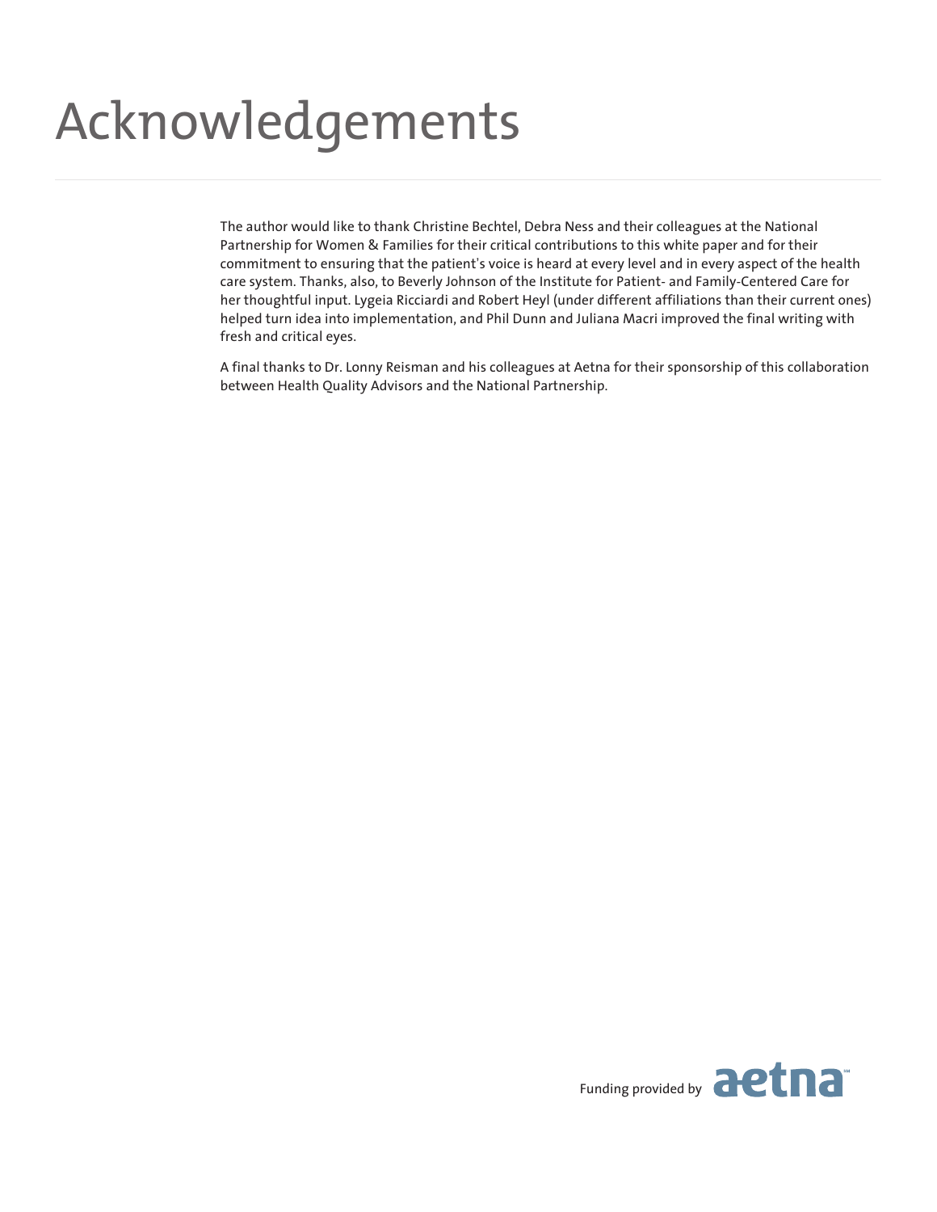# Acknowledgements

The author would like to thank Christine Bechtel, Debra Ness and their colleagues at the National Partnership for Women & Families for their critical contributions to this white paper and for their commitment to ensuring that the patient's voice is heard at every level and in every aspect of the health care system. Thanks, also, to Beverly Johnson of the Institute for Patient- and Family-Centered Care for her thoughtful input. Lygeia Ricciardi and Robert Heyl (under different affiliations than their current ones) helped turn idea into implementation, and Phil Dunn and Juliana Macri improved the final writing with fresh and critical eyes.

A final thanks to Dr. Lonny Reisman and his colleagues at Aetna for their sponsorship of this collaboration between Health Quality Advisors and the National Partnership.

Funding provided by aetna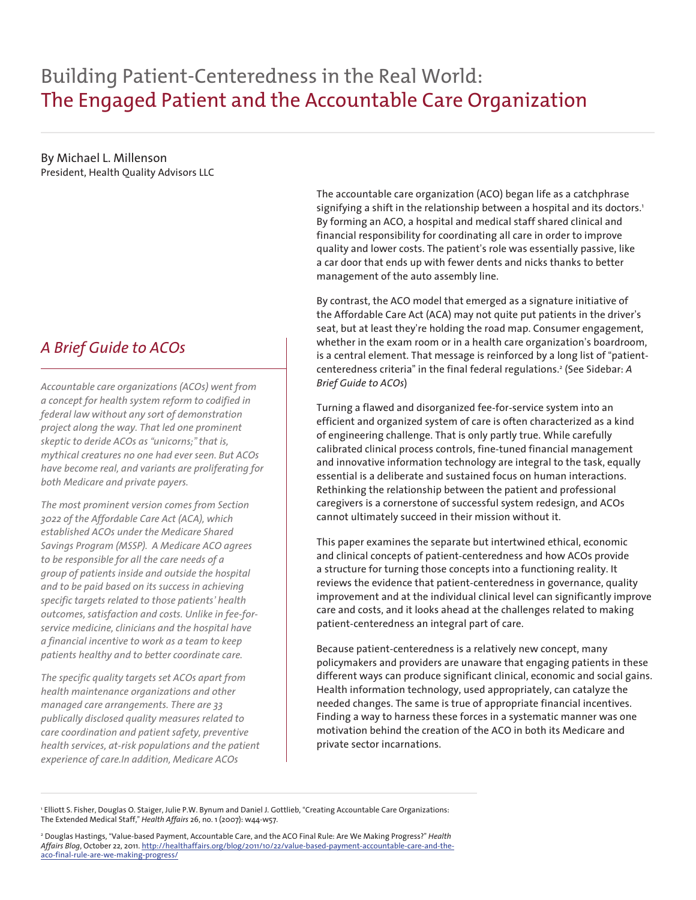# Building Patient-Centeredness in the Real World: The Engaged Patient and the Accountable Care Organization

By Michael L. Millenson
President, Health Quality Advisors LLC

The accountable care organization (ACO) began life as a catchphrase signifying a shift in the relationship between a hospital and its doctors.[1] By forming an ACO, a hospital and medical staff shared clinical and financial responsibility for coordinating all care in order to improve quality and lower costs. The patient's role was essentially passive, like a car door that ends up with fewer dents and nicks thanks to better management of the auto assembly line.

By contrast, the ACO model that emerged as a signature initiative of the Affordable Care Act (ACA) may not quite put patients in the driver's seat, but at least they're holding the road map. Consumer engagement, whether in the exam room or in a health care organization's boardroom, is a central element. That message is reinforced by a long list of "patient-centeredness criteria" in the final federal regulations.[2] (See Sidebar: *A Brief Guide to ACOs*)

Turning a flawed and disorganized fee-for-service system into an efficient and organized system of care is often characterized as a kind of engineering challenge. That is only partly true. While carefully calibrated clinical process controls, fine-tuned financial management and innovative information technology are integral to the task, equally essential is a deliberate and sustained focus on human interactions. Rethinking the relationship between the patient and professional caregivers is a cornerstone of successful system redesign, and ACOs cannot ultimately succeed in their mission without it.

This paper examines the separate but intertwined ethical, economic and clinical concepts of patient-centeredness and how ACOs provide a structure for turning those concepts into a functioning reality. It reviews the evidence that patient-centeredness in governance, quality improvement and at the individual clinical level can significantly improve care and costs, and it looks ahead at the challenges related to making patient-centeredness an integral part of care.

Because patient-centeredness is a relatively new concept, many policymakers and providers are unaware that engaging patients in these different ways can produce significant clinical, economic and social gains. Health information technology, used appropriately, can catalyze the needed changes. The same is true of appropriate financial incentives. Finding a way to harness these forces in a systematic manner was one motivation behind the creation of the ACO in both its Medicare and private sector incarnations.

## *A Brief Guide to ACOs*

*Accountable care organizations (ACOs) went from a concept for health system reform to codified in federal law without any sort of demonstration project along the way. That led one prominent skeptic to deride ACOs as "unicorns;" that is, mythical creatures no one had ever seen. But ACOs have become real, and variants are proliferating for both Medicare and private payers.*

*The most prominent version comes from Section 3022 of the Affordable Care Act (ACA), which established ACOs under the Medicare Shared Savings Program (MSSP). A Medicare ACO agrees to be responsible for all the care needs of a group of patients inside and outside the hospital and to be paid based on its success in achieving specific targets related to those patients' health outcomes, satisfaction and costs. Unlike in fee-for-service medicine, clinicians and the hospital have a financial incentive to work as a team to keep patients healthy and to better coordinate care.*

*The specific quality targets set ACOs apart from health maintenance organizations and other managed care arrangements. There are 33 publically disclosed quality measures related to care coordination and patient safety, preventive health services, at-risk populations and the patient experience of care.In addition, Medicare ACOs*

---

[1] Elliott S. Fisher, Douglas O. Staiger, Julie P.W. Bynum and Daniel J. Gottlieb, "Creating Accountable Care Organizations: The Extended Medical Staff," *Health Affairs* 26, no. 1 (2007): w44-w57.

[2] Douglas Hastings, "Value-based Payment, Accountable Care, and the ACO Final Rule: Are We Making Progress?" *Health Affairs Blog*, October 22, 2011. http://healthaffairs.org/blog/2011/10/22/value-based-payment-accountable-care-and-the-aco-final-rule-are-we-making-progress/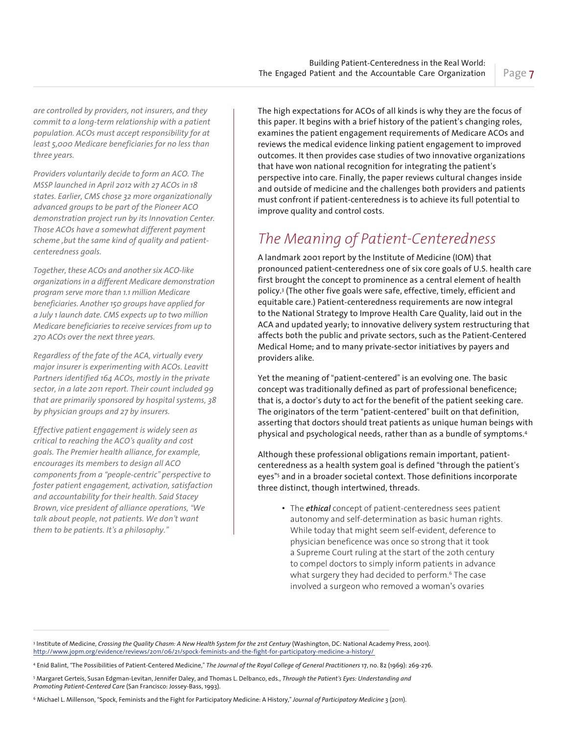*are controlled by providers, not insurers, and they commit to a long-term relationship with a patient population. ACOs must accept responsibility for at least 5,000 Medicare beneficiaries for no less than three years.*

*Providers voluntarily decide to form an ACO. The MSSP launched in April 2012 with 27 ACOs in 18 states. Earlier, CMS chose 32 more organizationally advanced groups to be part of the Pioneer ACO demonstration project run by its Innovation Center. Those ACOs have a somewhat different payment scheme ,but the same kind of quality and patient-centeredness goals.*

*Together, these ACOs and another six ACO-like organizations in a different Medicare demonstration program serve more than 1.1 million Medicare beneficiaries. Another 150 groups have applied for a July 1 launch date. CMS expects up to two million Medicare beneficiaries to receive services from up to 270 ACOs over the next three years.*

*Regardless of the fate of the ACA, virtually every major insurer is experimenting with ACOs. Leavitt Partners identified 164 ACOs, mostly in the private sector, in a late 2011 report. Their count included 99 that are primarily sponsored by hospital systems, 38 by physician groups and 27 by insurers.*

*Effective patient engagement is widely seen as critical to reaching the ACO's quality and cost goals. The Premier health alliance, for example, encourages its members to design all ACO components from a "people-centric" perspective to foster patient engagement, activation, satisfaction and accountability for their health. Said Stacey Brown, vice president of alliance operations, "We talk about people, not patients. We don't want them to be patients. It's a philosophy."*

The high expectations for ACOs of all kinds is why they are the focus of this paper. It begins with a brief history of the patient's changing roles, examines the patient engagement requirements of Medicare ACOs and reviews the medical evidence linking patient engagement to improved outcomes. It then provides case studies of two innovative organizations that have won national recognition for integrating the patient's perspective into care. Finally, the paper reviews cultural changes inside and outside of medicine and the challenges both providers and patients must confront if patient-centeredness is to achieve its full potential to improve quality and control costs.

## *The Meaning of Patient-Centeredness*

A landmark 2001 report by the Institute of Medicine (IOM) that pronounced patient-centeredness one of six core goals of U.S. health care first brought the concept to prominence as a central element of health policy.[3] (The other five goals were safe, effective, timely, efficient and equitable care.) Patient-centeredness requirements are now integral to the National Strategy to Improve Health Care Quality, laid out in the ACA and updated yearly; to innovative delivery system restructuring that affects both the public and private sectors, such as the Patient-Centered Medical Home; and to many private-sector initiatives by payers and providers alike.

Yet the meaning of "patient-centered" is an evolving one. The basic concept was traditionally defined as part of professional beneficence; that is, a doctor's duty to act for the benefit of the patient seeking care. The originators of the term "patient-centered" built on that definition, asserting that doctors should treat patients as unique human beings with physical and psychological needs, rather than as a bundle of symptoms.[4]

Although these professional obligations remain important, patient-centeredness as a health system goal is defined "through the patient's eyes"[5] and in a broader societal context. Those definitions incorporate three distinct, though intertwined, threads.

- The ***ethical*** concept of patient-centeredness sees patient autonomy and self-determination as basic human rights. While today that might seem self-evident, deference to physician beneficence was once so strong that it took a Supreme Court ruling at the start of the 20th century to compel doctors to simply inform patients in advance what surgery they had decided to perform.[6] The case involved a surgeon who removed a woman's ovaries

---

[3] Institute of Medicine, *Crossing the Quality Chasm: A New Health System for the 21st Century* (Washington, DC: National Academy Press, 2001). http://www.jopm.org/evidence/reviews/2011/06/21/spock-feminists-and-the-fight-for-participatory-medicine-a-history/

[4] Enid Balint, "The Possibilities of Patient-Centered Medicine," *The Journal of the Royal College of General Practitioners* 17, no. 82 (1969): 269-276.

[5] Margaret Gerteis, Susan Edgman-Levitan, Jennifer Daley, and Thomas L. Delbanco, eds., *Through the Patient's Eyes: Understanding and Promoting Patient-Centered Care* (San Francisco: Jossey-Bass, 1993).

[6] Michael L. Millenson, "Spock, Feminists and the Fight for Participatory Medicine: A History," *Journal of Participatory Medicine* 3 (2011).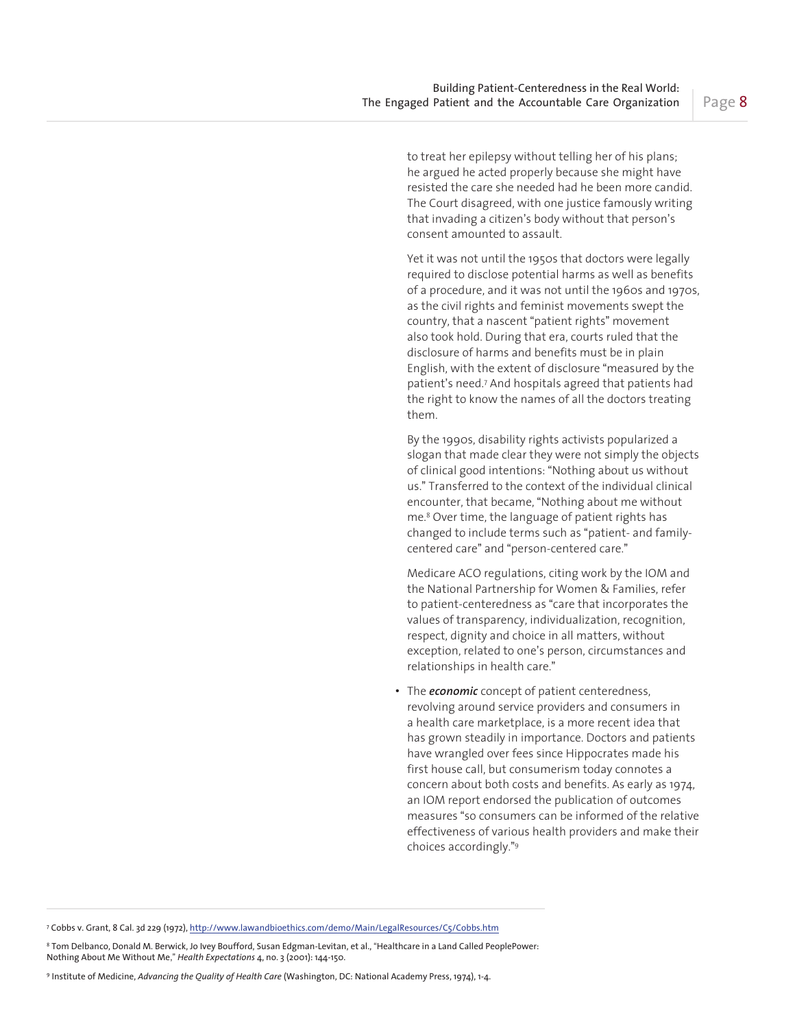to treat her epilepsy without telling her of his plans; he argued he acted properly because she might have resisted the care she needed had he been more candid. The Court disagreed, with one justice famously writing that invading a citizen's body without that person's consent amounted to assault.

Yet it was not until the 1950s that doctors were legally required to disclose potential harms as well as benefits of a procedure, and it was not until the 1960s and 1970s, as the civil rights and feminist movements swept the country, that a nascent "patient rights" movement also took hold. During that era, courts ruled that the disclosure of harms and benefits must be in plain English, with the extent of disclosure "measured by the patient's need.[7] And hospitals agreed that patients had the right to know the names of all the doctors treating them.

By the 1990s, disability rights activists popularized a slogan that made clear they were not simply the objects of clinical good intentions: "Nothing about us without us." Transferred to the context of the individual clinical encounter, that became, "Nothing about me without me.[8] Over time, the language of patient rights has changed to include terms such as "patient- and family-centered care" and "person-centered care."

Medicare ACO regulations, citing work by the IOM and the National Partnership for Women & Families, refer to patient-centeredness as "care that incorporates the values of transparency, individualization, recognition, respect, dignity and choice in all matters, without exception, related to one's person, circumstances and relationships in health care."

- The ***economic*** concept of patient centeredness, revolving around service providers and consumers in a health care marketplace, is a more recent idea that has grown steadily in importance. Doctors and patients have wrangled over fees since Hippocrates made his first house call, but consumerism today connotes a concern about both costs and benefits. As early as 1974, an IOM report endorsed the publication of outcomes measures "so consumers can be informed of the relative effectiveness of various health providers and make their choices accordingly."[9]

---

[7] Cobbs v. Grant, 8 Cal. 3d 229 (1972), http://www.lawandbioethics.com/demo/Main/LegalResources/C5/Cobbs.htm

[8] Tom Delbanco, Donald M. Berwick, Jo Ivey Boufford, Susan Edgman-Levitan, et al., "Healthcare in a Land Called PeoplePower: Nothing About Me Without Me," *Health Expectations* 4, no. 3 (2001): 144-150.

[9] Institute of Medicine, *Advancing the Quality of Health Care* (Washington, DC: National Academy Press, 1974), 1-4.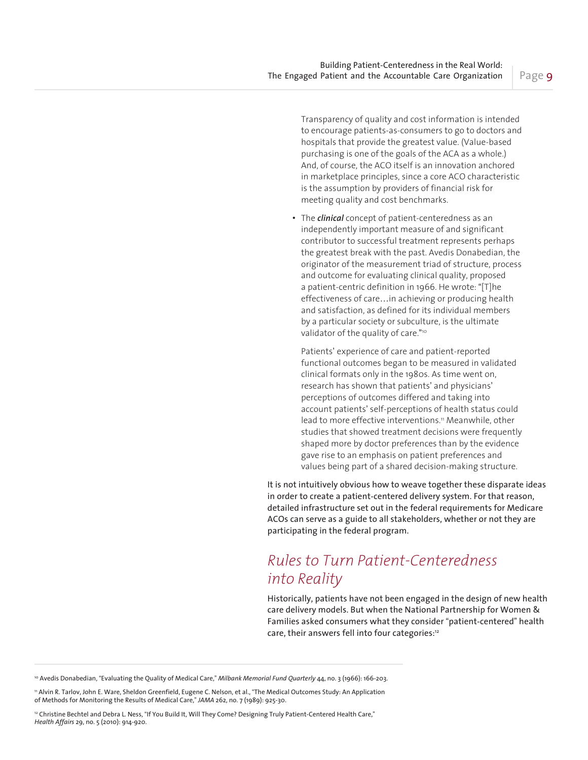Transparency of quality and cost information is intended to encourage patients-as-consumers to go to doctors and hospitals that provide the greatest value. (Value-based purchasing is one of the goals of the ACA as a whole.) And, of course, the ACO itself is an innovation anchored in marketplace principles, since a core ACO characteristic is the assumption by providers of financial risk for meeting quality and cost benchmarks.

- The ***clinical*** concept of patient-centeredness as an independently important measure of and significant contributor to successful treatment represents perhaps the greatest break with the past. Avedis Donabedian, the originator of the measurement triad of structure, process and outcome for evaluating clinical quality, proposed a patient-centric definition in 1966. He wrote: "[T]he effectiveness of care…in achieving or producing health and satisfaction, as defined for its individual members by a particular society or subculture, is the ultimate validator of the quality of care."[10]

  Patients' experience of care and patient-reported functional outcomes began to be measured in validated clinical formats only in the 1980s. As time went on, research has shown that patients' and physicians' perceptions of outcomes differed and taking into account patients' self-perceptions of health status could lead to more effective interventions.[11] Meanwhile, other studies that showed treatment decisions were frequently shaped more by doctor preferences than by the evidence gave rise to an emphasis on patient preferences and values being part of a shared decision-making structure.

It is not intuitively obvious how to weave together these disparate ideas in order to create a patient-centered delivery system. For that reason, detailed infrastructure set out in the federal requirements for Medicare ACOs can serve as a guide to all stakeholders, whether or not they are participating in the federal program.

## *Rules to Turn Patient-Centeredness into Reality*

Historically, patients have not been engaged in the design of new health care delivery models. But when the National Partnership for Women & Families asked consumers what they consider "patient-centered" health care, their answers fell into four categories:[12]

---

[10] Avedis Donabedian, "Evaluating the Quality of Medical Care," *Milbank Memorial Fund Quarterly* 44, no. 3 (1966): 166-203.

[11] Alvin R. Tarlov, John E. Ware, Sheldon Greenfield, Eugene C. Nelson, et al., "The Medical Outcomes Study: An Application of Methods for Monitoring the Results of Medical Care," *JAMA* 262, no. 7 (1989): 925-30.

[12] Christine Bechtel and Debra L. Ness, "If You Build It, Will They Come? Designing Truly Patient-Centered Health Care," *Health Affairs* 29, no. 5 (2010): 914-920.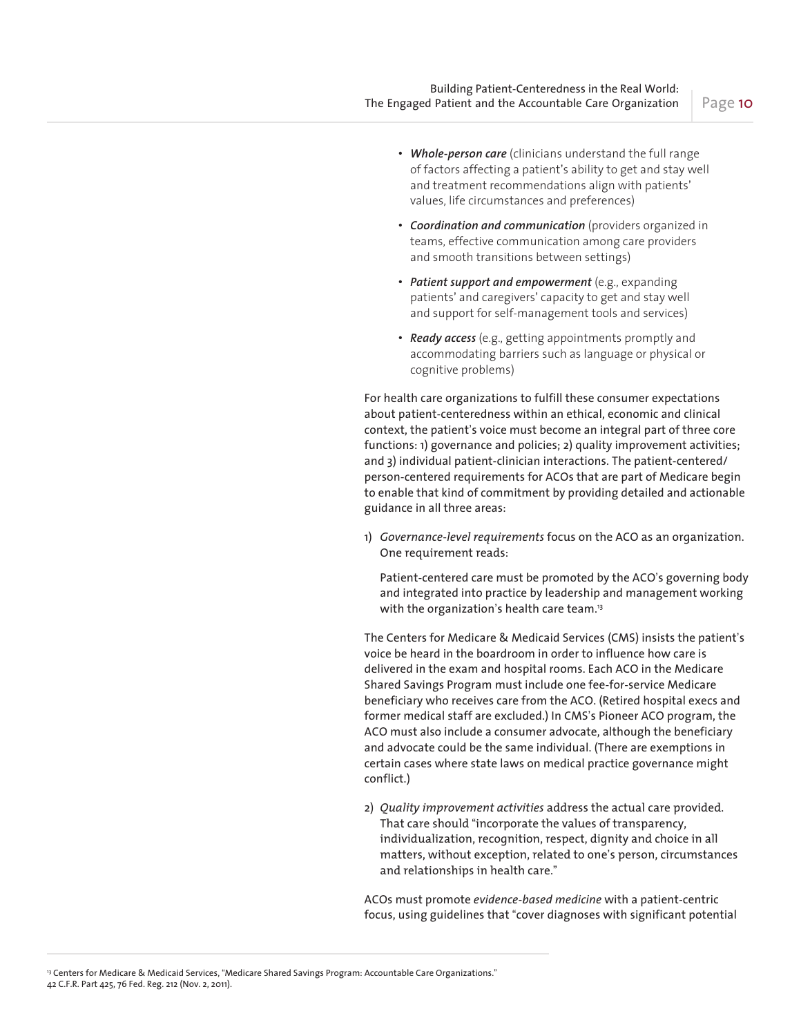- ***Whole-person care*** (clinicians understand the full range of factors affecting a patient's ability to get and stay well and treatment recommendations align with patients' values, life circumstances and preferences)
- ***Coordination and communication*** (providers organized in teams, effective communication among care providers and smooth transitions between settings)
- ***Patient support and empowerment*** (e.g., expanding patients' and caregivers' capacity to get and stay well and support for self-management tools and services)
- ***Ready access*** (e.g., getting appointments promptly and accommodating barriers such as language or physical or cognitive problems)

For health care organizations to fulfill these consumer expectations about patient-centeredness within an ethical, economic and clinical context, the patient's voice must become an integral part of three core functions: 1) governance and policies; 2) quality improvement activities; and 3) individual patient-clinician interactions. The patient-centered/person-centered requirements for ACOs that are part of Medicare begin to enable that kind of commitment by providing detailed and actionable guidance in all three areas:

1) *Governance-level requirements* focus on the ACO as an organization. One requirement reads:

   Patient-centered care must be promoted by the ACO's governing body and integrated into practice by leadership and management working with the organization's health care team.[13]

The Centers for Medicare & Medicaid Services (CMS) insists the patient's voice be heard in the boardroom in order to influence how care is delivered in the exam and hospital rooms. Each ACO in the Medicare Shared Savings Program must include one fee-for-service Medicare beneficiary who receives care from the ACO. (Retired hospital execs and former medical staff are excluded.) In CMS's Pioneer ACO program, the ACO must also include a consumer advocate, although the beneficiary and advocate could be the same individual. (There are exemptions in certain cases where state laws on medical practice governance might conflict.)

2) *Quality improvement activities* address the actual care provided. That care should "incorporate the values of transparency, individualization, recognition, respect, dignity and choice in all matters, without exception, related to one's person, circumstances and relationships in health care."

ACOs must promote *evidence-based medicine* with a patient-centric focus, using guidelines that "cover diagnoses with significant potential

[13] Centers for Medicare & Medicaid Services, "Medicare Shared Savings Program: Accountable Care Organizations." 42 C.F.R. Part 425, 76 Fed. Reg. 212 (Nov. 2, 2011).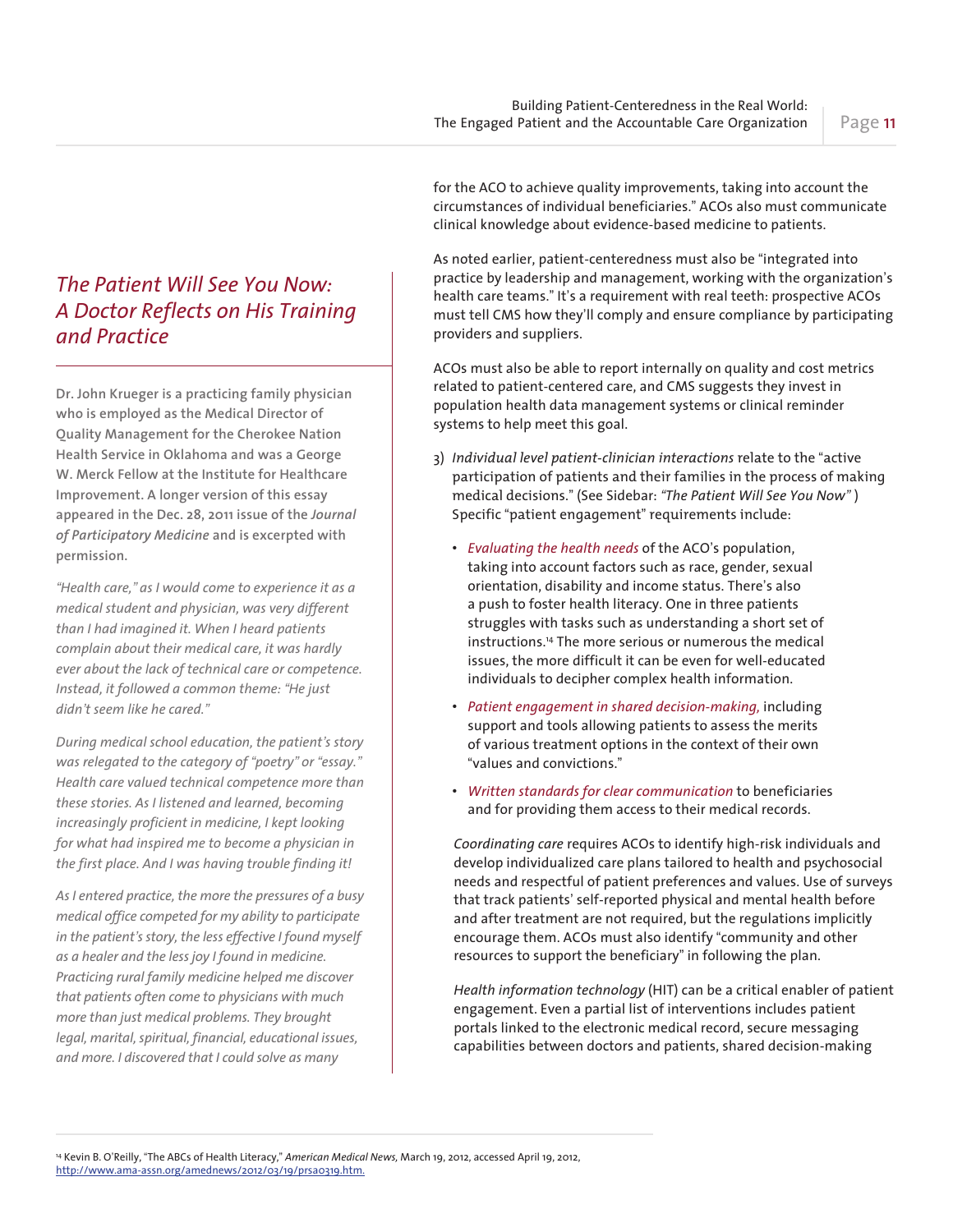for the ACO to achieve quality improvements, taking into account the circumstances of individual beneficiaries." ACOs also must communicate clinical knowledge about evidence-based medicine to patients.

As noted earlier, patient-centeredness must also be "integrated into practice by leadership and management, working with the organization's health care teams." It's a requirement with real teeth: prospective ACOs must tell CMS how they'll comply and ensure compliance by participating providers and suppliers.

ACOs must also be able to report internally on quality and cost metrics related to patient-centered care, and CMS suggests they invest in population health data management systems or clinical reminder systems to help meet this goal.

3) *Individual level patient-clinician interactions* relate to the "active participation of patients and their families in the process of making medical decisions." (See Sidebar: *"The Patient Will See You Now"* ) Specific "patient engagement" requirements include:

   - *Evaluating the health needs* of the ACO's population, taking into account factors such as race, gender, sexual orientation, disability and income status. There's also a push to foster health literacy. One in three patients struggles with tasks such as understanding a short set of instructions.[14] The more serious or numerous the medical issues, the more difficult it can be even for well-educated individuals to decipher complex health information.
   - *Patient engagement in shared decision-making,* including support and tools allowing patients to assess the merits of various treatment options in the context of their own "values and convictions."
   - *Written standards for clear communication* to beneficiaries and for providing them access to their medical records.

   *Coordinating care* requires ACOs to identify high-risk individuals and develop individualized care plans tailored to health and psychosocial needs and respectful of patient preferences and values. Use of surveys that track patients' self-reported physical and mental health before and after treatment are not required, but the regulations implicitly encourage them. ACOs must also identify "community and other resources to support the beneficiary" in following the plan.

   *Health information technology* (HIT) can be a critical enabler of patient engagement. Even a partial list of interventions includes patient portals linked to the electronic medical record, secure messaging capabilities between doctors and patients, shared decision-making

## *The Patient Will See You Now: A Doctor Reflects on His Training and Practice*

**Dr. John Krueger is a practicing family physician who is employed as the Medical Director of Quality Management for the Cherokee Nation Health Service in Oklahoma and was a George W. Merck Fellow at the Institute for Healthcare Improvement. A longer version of this essay appeared in the Dec. 28, 2011 issue of the *Journal of Participatory Medicine* and is excerpted with permission.**

*"Health care," as I would come to experience it as a medical student and physician, was very different than I had imagined it. When I heard patients complain about their medical care, it was hardly ever about the lack of technical care or competence. Instead, it followed a common theme: "He just didn't seem like he cared."*

*During medical school education, the patient's story was relegated to the category of "poetry" or "essay." Health care valued technical competence more than these stories. As I listened and learned, becoming increasingly proficient in medicine, I kept looking for what had inspired me to become a physician in the first place. And I was having trouble finding it!*

*As I entered practice, the more the pressures of a busy medical office competed for my ability to participate in the patient's story, the less effective I found myself as a healer and the less joy I found in medicine. Practicing rural family medicine helped me discover that patients often come to physicians with much more than just medical problems. They brought legal, marital, spiritual, financial, educational issues, and more. I discovered that I could solve as many*

---

[14] Kevin B. O'Reilly, "The ABCs of Health Literacy," *American Medical News,* March 19, 2012, accessed April 19, 2012, http://www.ama-assn.org/amednews/2012/03/19/prsa0319.htm.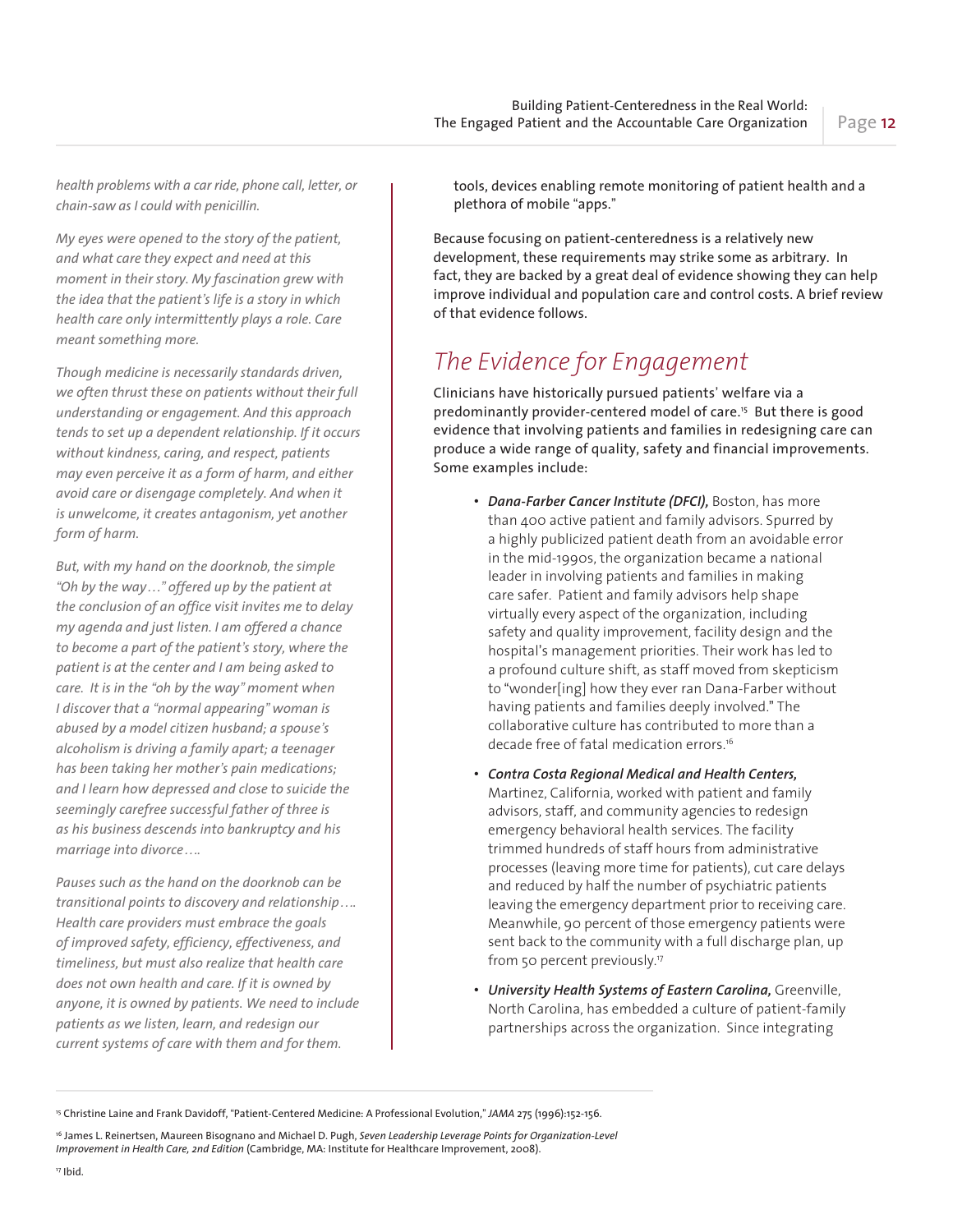*health problems with a car ride, phone call, letter, or chain-saw as I could with penicillin.*

*My eyes were opened to the story of the patient, and what care they expect and need at this moment in their story. My fascination grew with the idea that the patient's life is a story in which health care only intermittently plays a role. Care meant something more.*

*Though medicine is necessarily standards driven, we often thrust these on patients without their full understanding or engagement. And this approach tends to set up a dependent relationship. If it occurs without kindness, caring, and respect, patients may even perceive it as a form of harm, and either avoid care or disengage completely. And when it is unwelcome, it creates antagonism, yet another form of harm.*

*But, with my hand on the doorknob, the simple "Oh by the way…" offered up by the patient at the conclusion of an office visit invites me to delay my agenda and just listen. I am offered a chance to become a part of the patient's story, where the patient is at the center and I am being asked to care. It is in the "oh by the way" moment when I discover that a "normal appearing" woman is abused by a model citizen husband; a spouse's alcoholism is driving a family apart; a teenager has been taking her mother's pain medications; and I learn how depressed and close to suicide the seemingly carefree successful father of three is as his business descends into bankruptcy and his marriage into divorce….*

*Pauses such as the hand on the doorknob can be transitional points to discovery and relationship…. Health care providers must embrace the goals of improved safety, efficiency, effectiveness, and timeliness, but must also realize that health care does not own health and care. If it is owned by anyone, it is owned by patients. We need to include patients as we listen, learn, and redesign our current systems of care with them and for them.*

tools, devices enabling remote monitoring of patient health and a plethora of mobile "apps."

Because focusing on patient-centeredness is a relatively new development, these requirements may strike some as arbitrary. In fact, they are backed by a great deal of evidence showing they can help improve individual and population care and control costs. A brief review of that evidence follows.

## The Evidence for Engagement

Clinicians have historically pursued patients' welfare via a predominantly provider-centered model of care.[15] But there is good evidence that involving patients and families in redesigning care can produce a wide range of quality, safety and financial improvements. Some examples include:

- ***Dana-Farber Cancer Institute (DFCI),*** Boston, has more than 400 active patient and family advisors. Spurred by a highly publicized patient death from an avoidable error in the mid-1990s, the organization became a national leader in involving patients and families in making care safer. Patient and family advisors help shape virtually every aspect of the organization, including safety and quality improvement, facility design and the hospital's management priorities. Their work has led to a profound culture shift, as staff moved from skepticism to "wonder[ing] how they ever ran Dana-Farber without having patients and families deeply involved." The collaborative culture has contributed to more than a decade free of fatal medication errors.[16]
- ***Contra Costa Regional Medical and Health Centers,*** Martinez, California, worked with patient and family advisors, staff, and community agencies to redesign emergency behavioral health services. The facility trimmed hundreds of staff hours from administrative processes (leaving more time for patients), cut care delays and reduced by half the number of psychiatric patients leaving the emergency department prior to receiving care. Meanwhile, 90 percent of those emergency patients were sent back to the community with a full discharge plan, up from 50 percent previously.[17]
- ***University Health Systems of Eastern Carolina,*** Greenville, North Carolina, has embedded a culture of patient-family partnerships across the organization. Since integrating

---

[15] Christine Laine and Frank Davidoff, "Patient-Centered Medicine: A Professional Evolution," *JAMA* 275 (1996):152-156.

[16] James L. Reinertsen, Maureen Bisognano and Michael D. Pugh, *Seven Leadership Leverage Points for Organization-Level Improvement in Health Care, 2nd Edition* (Cambridge, MA: Institute for Healthcare Improvement, 2008).

[17] Ibid.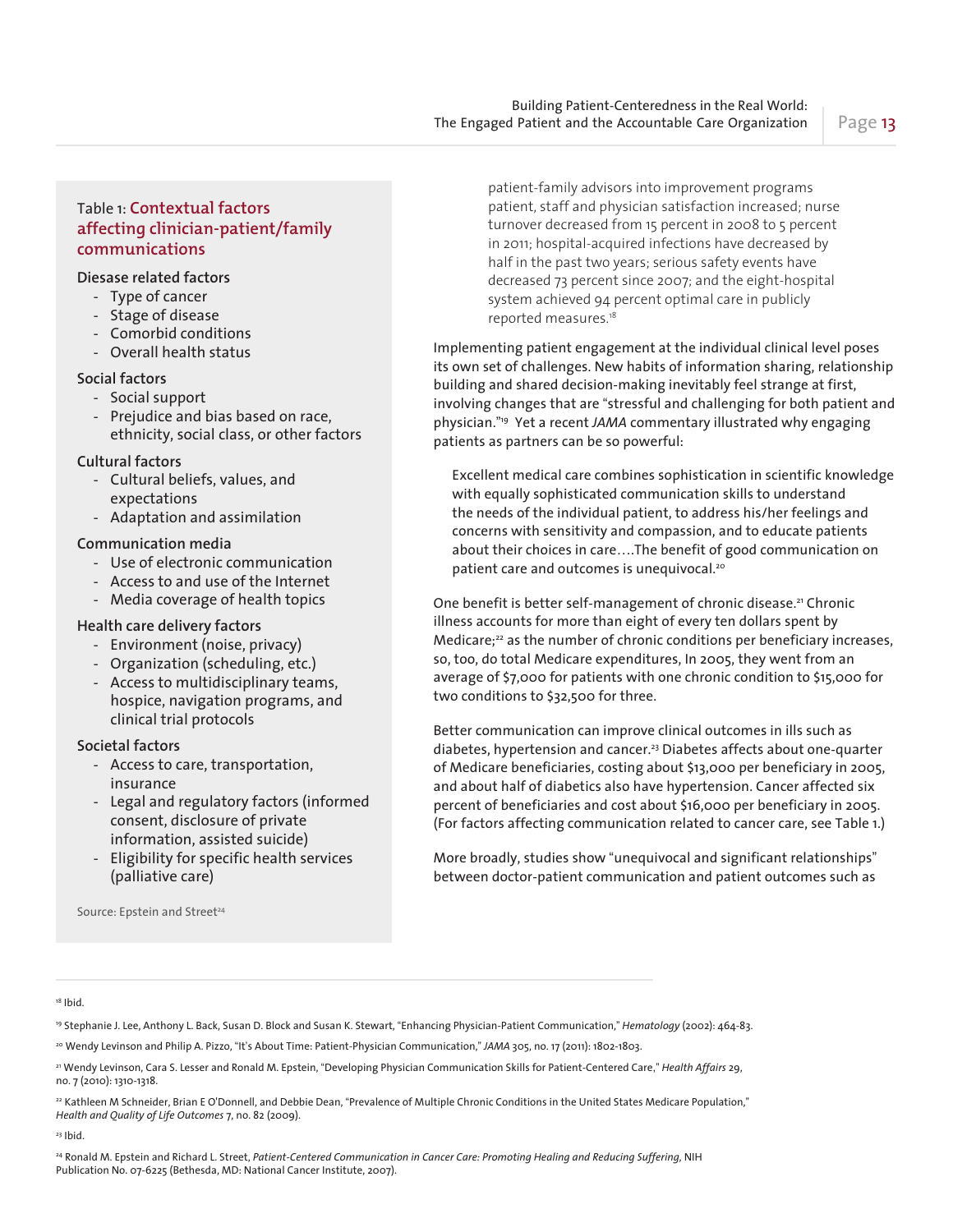patient-family advisors into improvement programs patient, staff and physician satisfaction increased; nurse turnover decreased from 15 percent in 2008 to 5 percent in 2011; hospital-acquired infections have decreased by half in the past two years; serious safety events have decreased 73 percent since 2007; and the eight-hospital system achieved 94 percent optimal care in publicly reported measures.[18]

Implementing patient engagement at the individual clinical level poses its own set of challenges. New habits of information sharing, relationship building and shared decision-making inevitably feel strange at first, involving changes that are "stressful and challenging for both patient and physician."[19] Yet a recent *JAMA* commentary illustrated why engaging patients as partners can be so powerful:

> Excellent medical care combines sophistication in scientific knowledge with equally sophisticated communication skills to understand the needs of the individual patient, to address his/her feelings and concerns with sensitivity and compassion, and to educate patients about their choices in care….The benefit of good communication on patient care and outcomes is unequivocal.[20]

One benefit is better self-management of chronic disease.[21] Chronic illness accounts for more than eight of every ten dollars spent by Medicare;[22] as the number of chronic conditions per beneficiary increases, so, too, do total Medicare expenditures, In 2005, they went from an average of $7,000 for patients with one chronic condition to $15,000 for two conditions to $32,500 for three.

Better communication can improve clinical outcomes in ills such as diabetes, hypertension and cancer.[23] Diabetes affects about one-quarter of Medicare beneficiaries, costing about $13,000 per beneficiary in 2005, and about half of diabetics also have hypertension. Cancer affected six percent of beneficiaries and cost about $16,000 per beneficiary in 2005. (For factors affecting communication related to cancer care, see Table 1.)

More broadly, studies show "unequivocal and significant relationships" between doctor-patient communication and patient outcomes such as

### Table 1: Contextual factors affecting clinician-patient/family communications

**Disease related factors**
- Type of cancer
- Stage of disease
- Comorbid conditions
- Overall health status

**Social factors**
- Social support
- Prejudice and bias based on race, ethnicity, social class, or other factors

**Cultural factors**
- Cultural beliefs, values, and expectations
- Adaptation and assimilation

**Communication media**
- Use of electronic communication
- Access to and use of the Internet
- Media coverage of health topics

**Health care delivery factors**
- Environment (noise, privacy)
- Organization (scheduling, etc.)
- Access to multidisciplinary teams, hospice, navigation programs, and clinical trial protocols

**Societal factors**
- Access to care, transportation, insurance
- Legal and regulatory factors (informed consent, disclosure of private information, assisted suicide)
- Eligibility for specific health services (palliative care)

Source: Epstein and Street[24]

---

[18] Ibid.

[19] Stephanie J. Lee, Anthony L. Back, Susan D. Block and Susan K. Stewart, "Enhancing Physician-Patient Communication," *Hematology* (2002): 464-83.

[20] Wendy Levinson and Philip A. Pizzo, "It's About Time: Patient-Physician Communication," *JAMA* 305, no. 17 (2011): 1802-1803.

[21] Wendy Levinson, Cara S. Lesser and Ronald M. Epstein, "Developing Physician Communication Skills for Patient-Centered Care," *Health Affairs* 29, no. 7 (2010): 1310-1318.

[22] Kathleen M Schneider, Brian E O'Donnell, and Debbie Dean, "Prevalence of Multiple Chronic Conditions in the United States Medicare Population," *Health and Quality of Life Outcomes* 7, no. 82 (2009).

[23] Ibid.

[24] Ronald M. Epstein and Richard L. Street, *Patient-Centered Communication in Cancer Care: Promoting Healing and Reducing Suffering*, NIH Publication No. 07-6225 (Bethesda, MD: National Cancer Institute, 2007).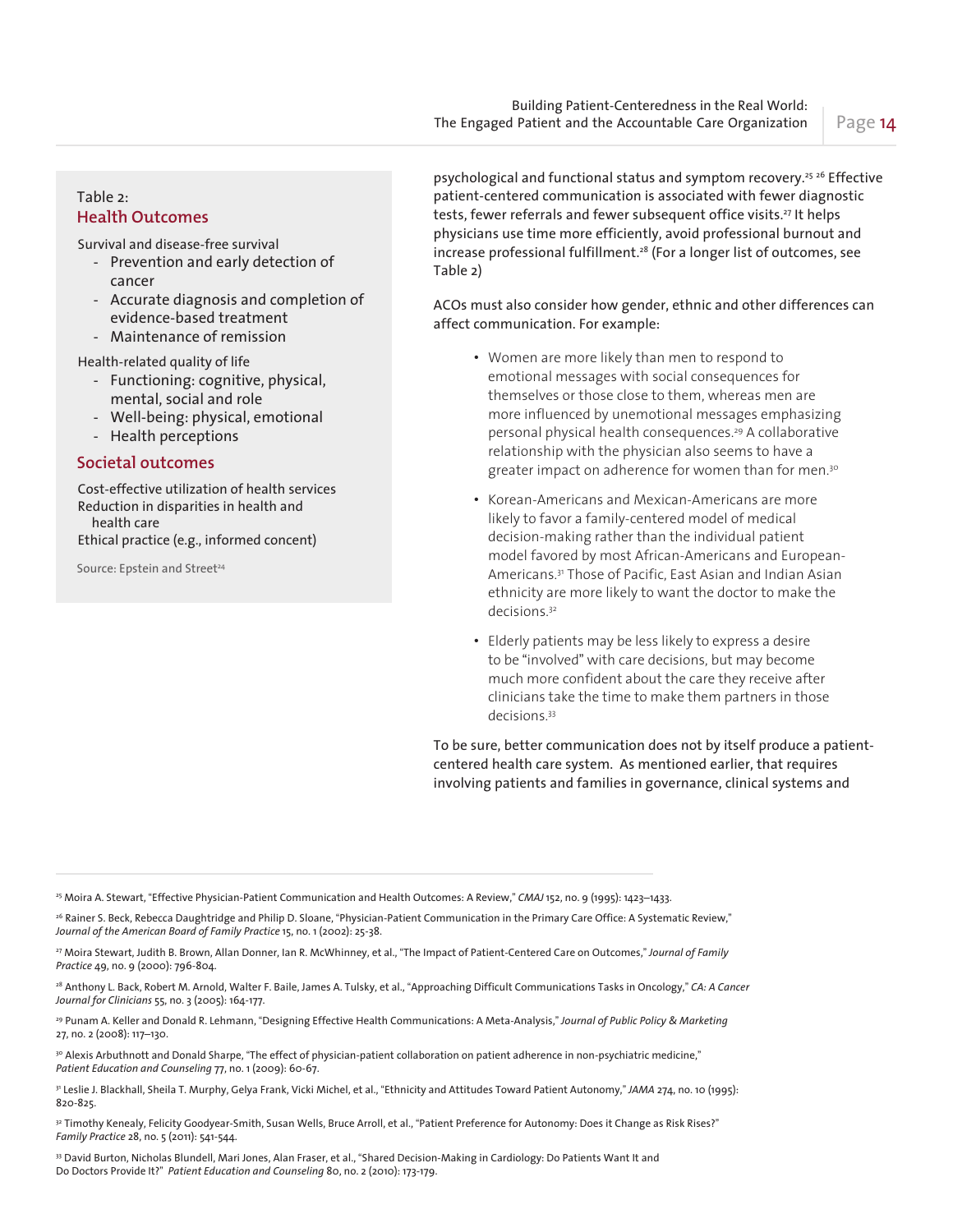Table 2:

### Health Outcomes

Survival and disease-free survival

- Prevention and early detection of cancer
- Accurate diagnosis and completion of evidence-based treatment
- Maintenance of remission

Health-related quality of life

- Functioning: cognitive, physical, mental, social and role
- Well-being: physical, emotional
- Health perceptions

### Societal outcomes

Cost-effective utilization of health services
Reduction in disparities in health and health care
Ethical practice (e.g., informed consent)

Source: Epstein and Street[24]

psychological and functional status and symptom recovery.[25] [26] Effective patient-centered communication is associated with fewer diagnostic tests, fewer referrals and fewer subsequent office visits.[27] It helps physicians use time more efficiently, avoid professional burnout and increase professional fulfillment.[28] (For a longer list of outcomes, see Table 2)

ACOs must also consider how gender, ethnic and other differences can affect communication. For example:

- Women are more likely than men to respond to emotional messages with social consequences for themselves or those close to them, whereas men are more influenced by unemotional messages emphasizing personal physical health consequences.[29] A collaborative relationship with the physician also seems to have a greater impact on adherence for women than for men.[30]
- Korean-Americans and Mexican-Americans are more likely to favor a family-centered model of medical decision-making rather than the individual patient model favored by most African-Americans and European-Americans.[31] Those of Pacific, East Asian and Indian Asian ethnicity are more likely to want the doctor to make the decisions.[32]
- Elderly patients may be less likely to express a desire to be "involved" with care decisions, but may become much more confident about the care they receive after clinicians take the time to make them partners in those decisions.[33]

To be sure, better communication does not by itself produce a patient-centered health care system. As mentioned earlier, that requires involving patients and families in governance, clinical systems and

---

[25] Moira A. Stewart, "Effective Physician-Patient Communication and Health Outcomes: A Review," *CMAJ* 152, no. 9 (1995): 1423–1433.

[26] Rainer S. Beck, Rebecca Daughtridge and Philip D. Sloane, "Physician-Patient Communication in the Primary Care Office: A Systematic Review," *Journal of the American Board of Family Practice* 15, no. 1 (2002): 25-38.

[27] Moira Stewart, Judith B. Brown, Allan Donner, Ian R. McWhinney, et al., "The Impact of Patient-Centered Care on Outcomes," *Journal of Family Practice* 49, no. 9 (2000): 796-804.

[28] Anthony L. Back, Robert M. Arnold, Walter F. Baile, James A. Tulsky, et al., "Approaching Difficult Communications Tasks in Oncology," *CA: A Cancer Journal for Clinicians* 55, no. 3 (2005): 164-177.

[29] Punam A. Keller and Donald R. Lehmann, "Designing Effective Health Communications: A Meta-Analysis," *Journal of Public Policy & Marketing* 27, no. 2 (2008): 117–130.

[30] Alexis Arbuthnott and Donald Sharpe, "The effect of physician-patient collaboration on patient adherence in non-psychiatric medicine," *Patient Education and Counseling* 77, no. 1 (2009): 60-67.

[31] Leslie J. Blackhall, Sheila T. Murphy, Gelya Frank, Vicki Michel, et al., "Ethnicity and Attitudes Toward Patient Autonomy," *JAMA* 274, no. 10 (1995): 820-825.

[32] Timothy Kenealy, Felicity Goodyear-Smith, Susan Wells, Bruce Arroll, et al., "Patient Preference for Autonomy: Does it Change as Risk Rises?" *Family Practice* 28, no. 5 (2011): 541-544.

[33] David Burton, Nicholas Blundell, Mari Jones, Alan Fraser, et al., "Shared Decision-Making in Cardiology: Do Patients Want It and Do Doctors Provide It?" *Patient Education and Counseling* 80, no. 2 (2010): 173-179.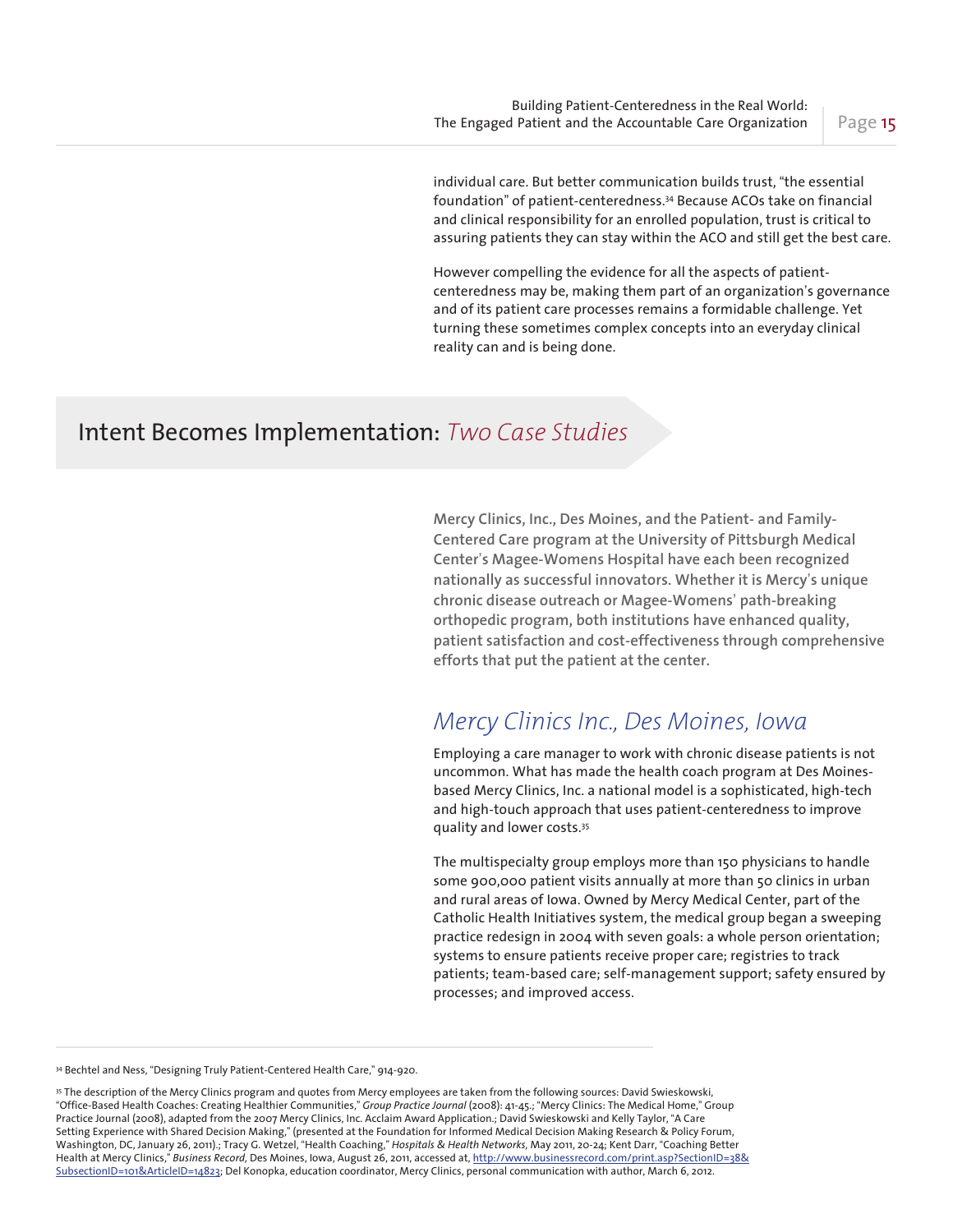individual care. But better communication builds trust, "the essential foundation" of patient-centeredness.[34] Because ACOs take on financial and clinical responsibility for an enrolled population, trust is critical to assuring patients they can stay within the ACO and still get the best care.

However compelling the evidence for all the aspects of patient-centeredness may be, making them part of an organization's governance and of its patient care processes remains a formidable challenge. Yet turning these sometimes complex concepts into an everyday clinical reality can and is being done.

## Intent Becomes Implementation: *Two Case Studies*

**Mercy Clinics, Inc., Des Moines, and the Patient- and Family-Centered Care program at the University of Pittsburgh Medical Center's Magee-Womens Hospital have each been recognized nationally as successful innovators. Whether it is Mercy's unique chronic disease outreach or Magee-Womens' path-breaking orthopedic program, both institutions have enhanced quality, patient satisfaction and cost-effectiveness through comprehensive efforts that put the patient at the center.**

### *Mercy Clinics Inc., Des Moines, Iowa*

Employing a care manager to work with chronic disease patients is not uncommon. What has made the health coach program at Des Moines-based Mercy Clinics, Inc. a national model is a sophisticated, high-tech and high-touch approach that uses patient-centeredness to improve quality and lower costs.[35]

The multispecialty group employs more than 150 physicians to handle some 900,000 patient visits annually at more than 50 clinics in urban and rural areas of Iowa. Owned by Mercy Medical Center, part of the Catholic Health Initiatives system, the medical group began a sweeping practice redesign in 2004 with seven goals: a whole person orientation; systems to ensure patients receive proper care; registries to track patients; team-based care; self-management support; safety ensured by processes; and improved access.

---

[34] Bechtel and Ness, "Designing Truly Patient-Centered Health Care," 914-920.

[35] The description of the Mercy Clinics program and quotes from Mercy employees are taken from the following sources: David Swieskowski, "Office-Based Health Coaches: Creating Healthier Communities," *Group Practice Journal* (2008): 41-45.; "Mercy Clinics: The Medical Home," Group Practice Journal (2008), adapted from the 2007 Mercy Clinics, Inc. Acclaim Award Application.; David Swieskowski and Kelly Taylor, "A Care Setting Experience with Shared Decision Making," (presented at the Foundation for Informed Medical Decision Making Research & Policy Forum, Washington, DC, January 26, 2011).; Tracy G. Wetzel, "Health Coaching," *Hospitals & Health Networks,* May 2011, 20-24; Kent Darr, "Coaching Better Health at Mercy Clinics," *Business Record,* Des Moines, Iowa, August 26, 2011, accessed at, http://www.businessrecord.com/print.asp?SectionID=38&SubsectionID=101&ArticleID=14823; Del Konopka, education coordinator, Mercy Clinics, personal communication with author, March 6, 2012.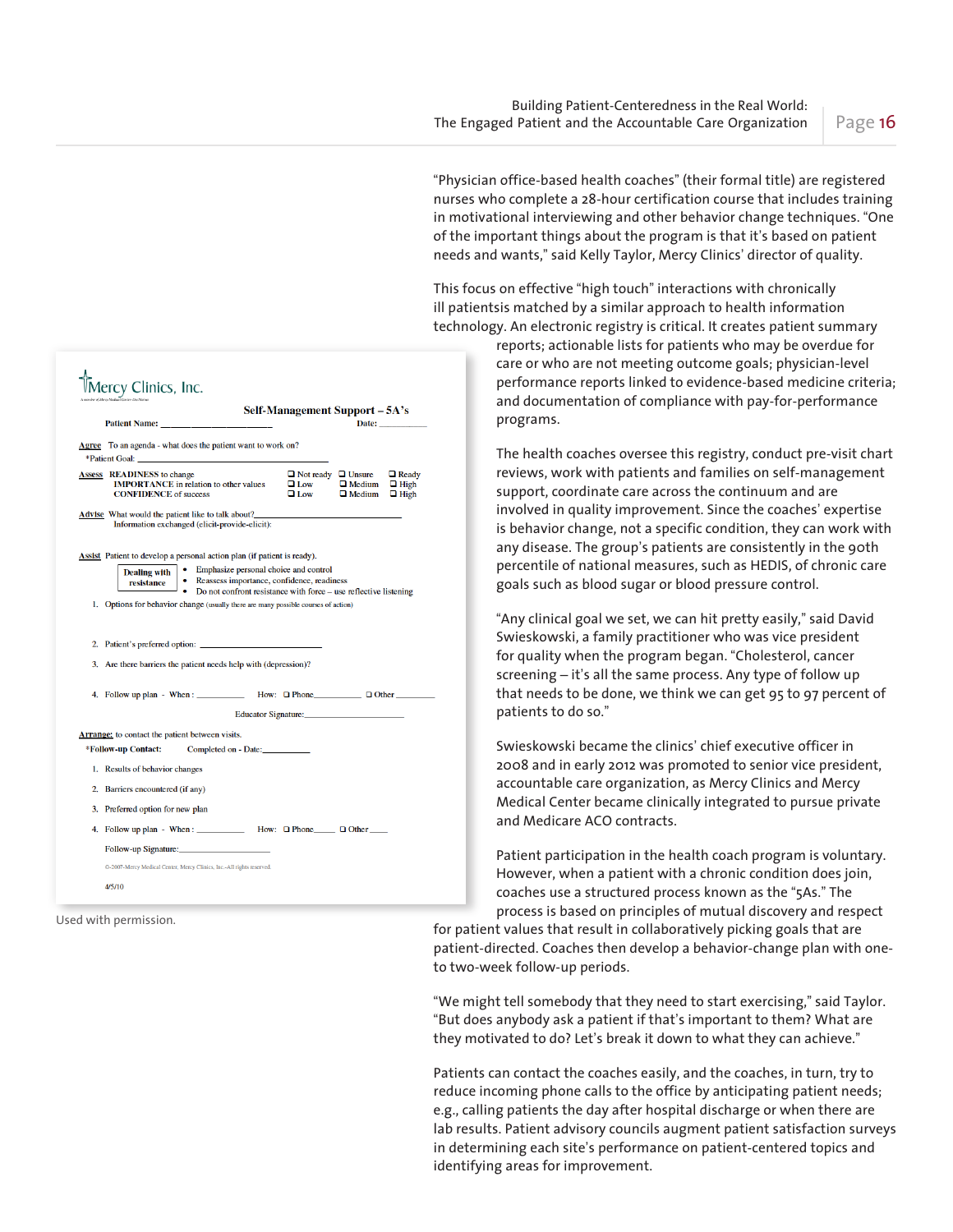"Physician office-based health coaches" (their formal title) are registered nurses who complete a 28-hour certification course that includes training in motivational interviewing and other behavior change techniques. "One of the important things about the program is that it's based on patient needs and wants," said Kelly Taylor, Mercy Clinics' director of quality.

This focus on effective "high touch" interactions with chronically ill patientsis matched by a similar approach to health information technology. An electronic registry is critical. It creates patient summary reports; actionable lists for patients who may be overdue for care or who are not meeting outcome goals; physician-level performance reports linked to evidence-based medicine criteria; and documentation of compliance with pay-for-performance programs.

The health coaches oversee this registry, conduct pre-visit chart reviews, work with patients and families on self-management support, coordinate care across the continuum and are involved in quality improvement. Since the coaches' expertise is behavior change, not a specific condition, they can work with any disease. The group's patients are consistently in the 90th percentile of national measures, such as HEDIS, of chronic care goals such as blood sugar or blood pressure control.

"Any clinical goal we set, we can hit pretty easily," said David Swieskowski, a family practitioner who was vice president for quality when the program began. "Cholesterol, cancer screening – it's all the same process. Any type of follow up that needs to be done, we think we can get 95 to 97 percent of patients to do so."

Swieskowski became the clinics' chief executive officer in 2008 and in early 2012 was promoted to senior vice president, accountable care organization, as Mercy Clinics and Mercy Medical Center became clinically integrated to pursue private and Medicare ACO contracts.

Patient participation in the health coach program is voluntary. However, when a patient with a chronic condition does join, coaches use a structured process known as the "5As." The process is based on principles of mutual discovery and respect for patient values that result in collaboratively picking goals that are patient-directed. Coaches then develop a behavior-change plan with one- to two-week follow-up periods.

"We might tell somebody that they need to start exercising," said Taylor. "But does anybody ask a patient if that's important to them? What are they motivated to do? Let's break it down to what they can achieve."

Patients can contact the coaches easily, and the coaches, in turn, try to reduce incoming phone calls to the office by anticipating patient needs; e.g., calling patients the day after hospital discharge or when there are lab results. Patient advisory councils augment patient satisfaction surveys in determining each site's performance on patient-centered topics and identifying areas for improvement.

---

**Mercy Clinics, Inc.**

**Self-Management Support – 5A's**

**Patient Name:** ____________________ **Date:** __________

**Agree** To an agenda - what does the patient want to work on?
*Patient Goal: ____________________

**Assess** READINESS to change ❑ Not ready ❑ Unsure ❑ Ready
IMPORTANCE in relation to other values ❑ Low ❑ Medium ❑ High
CONFIDENCE of success ❑ Low ❑ Medium ❑ High

**Advise** What would the patient like to talk about?____________________
Information exchanged (elicit-provide-elicit):

**Assist** Patient to develop a personal action plan (if patient is ready).

Dealing with resistance:
- Emphasize personal choice and control
- Reassess importance, confidence, readiness
- Do not confront resistance with force – use reflective listening

1. Options for behavior change (usually there are many possible courses of action)
2. Patient's preferred option: ____________________
3. Are there barriers the patient needs help with (depression)?
4. Follow up plan - When : __________ How: ❑ Phone__________ ❑ Other ________

Educator Signature:____________________

**Arrange:** to contact the patient between visits.
*Follow-up Contact: Completed on - Date:__________

1. Results of behavior changes
2. Barriers encountered (if any)
3. Preferred option for new plan
4. Follow up plan - When : __________ How: ❑ Phone_____ ❑ Other____

Follow-up Signature:____________________

©-2007-Mercy Medical Center, Mercy Clinics, Inc.-All rights reserved.

4/5/10

Used with permission.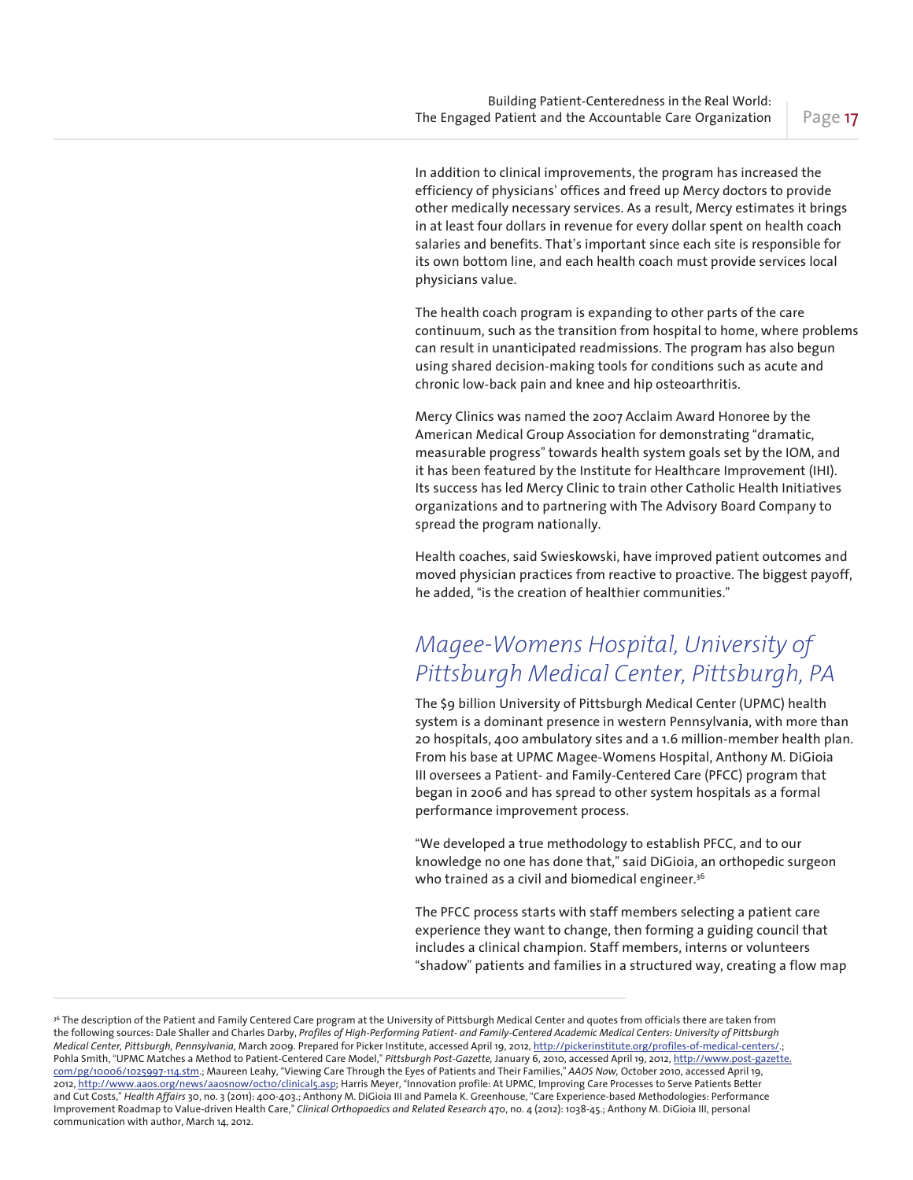In addition to clinical improvements, the program has increased the efficiency of physicians' offices and freed up Mercy doctors to provide other medically necessary services. As a result, Mercy estimates it brings in at least four dollars in revenue for every dollar spent on health coach salaries and benefits. That's important since each site is responsible for its own bottom line, and each health coach must provide services local physicians value.

The health coach program is expanding to other parts of the care continuum, such as the transition from hospital to home, where problems can result in unanticipated readmissions. The program has also begun using shared decision-making tools for conditions such as acute and chronic low-back pain and knee and hip osteoarthritis.

Mercy Clinics was named the 2007 Acclaim Award Honoree by the American Medical Group Association for demonstrating "dramatic, measurable progress" towards health system goals set by the IOM, and it has been featured by the Institute for Healthcare Improvement (IHI). Its success has led Mercy Clinic to train other Catholic Health Initiatives organizations and to partnering with The Advisory Board Company to spread the program nationally.

Health coaches, said Swieskowski, have improved patient outcomes and moved physician practices from reactive to proactive. The biggest payoff, he added, "is the creation of healthier communities."

## *Magee-Womens Hospital, University of Pittsburgh Medical Center, Pittsburgh, PA*

The $9 billion University of Pittsburgh Medical Center (UPMC) health system is a dominant presence in western Pennsylvania, with more than 20 hospitals, 400 ambulatory sites and a 1.6 million-member health plan. From his base at UPMC Magee-Womens Hospital, Anthony M. DiGioia III oversees a Patient- and Family-Centered Care (PFCC) program that began in 2006 and has spread to other system hospitals as a formal performance improvement process.

"We developed a true methodology to establish PFCC, and to our knowledge no one has done that," said DiGioia, an orthopedic surgeon who trained as a civil and biomedical engineer.[36]

The PFCC process starts with staff members selecting a patient care experience they want to change, then forming a guiding council that includes a clinical champion. Staff members, interns or volunteers "shadow" patients and families in a structured way, creating a flow map

---

[36] The description of the Patient and Family Centered Care program at the University of Pittsburgh Medical Center and quotes from officials there are taken from the following sources: Dale Shaller and Charles Darby, *Profiles of High-Performing Patient- and Family-Centered Academic Medical Centers: University of Pittsburgh Medical Center, Pittsburgh, Pennsylvania,* March 2009. Prepared for Picker Institute, accessed April 19, 2012, http://pickerinstitute.org/profiles-of-medical-centers/.; Pohla Smith, "UPMC Matches a Method to Patient-Centered Care Model," *Pittsburgh Post-Gazette,* January 6, 2010, accessed April 19, 2012, http://www.post-gazette.com/pg/10006/1025997-114.stm.; Maureen Leahy, "Viewing Care Through the Eyes of Patients and Their Families," *AAOS Now,* October 2010, accessed April 19, 2012, http://www.aaos.org/news/aaosnow/oct10/clinical5.asp; Harris Meyer, "Innovation profile: At UPMC, Improving Care Processes to Serve Patients Better and Cut Costs," *Health Affairs* 30, no. 3 (2011): 400-403.; Anthony M. DiGioia III and Pamela K. Greenhouse, "Care Experience-based Methodologies: Performance Improvement Roadmap to Value-driven Health Care," *Clinical Orthopaedics and Related Research* 470, no. 4 (2012): 1038-45.; Anthony M. DiGioia III, personal communication with author, March 14, 2012.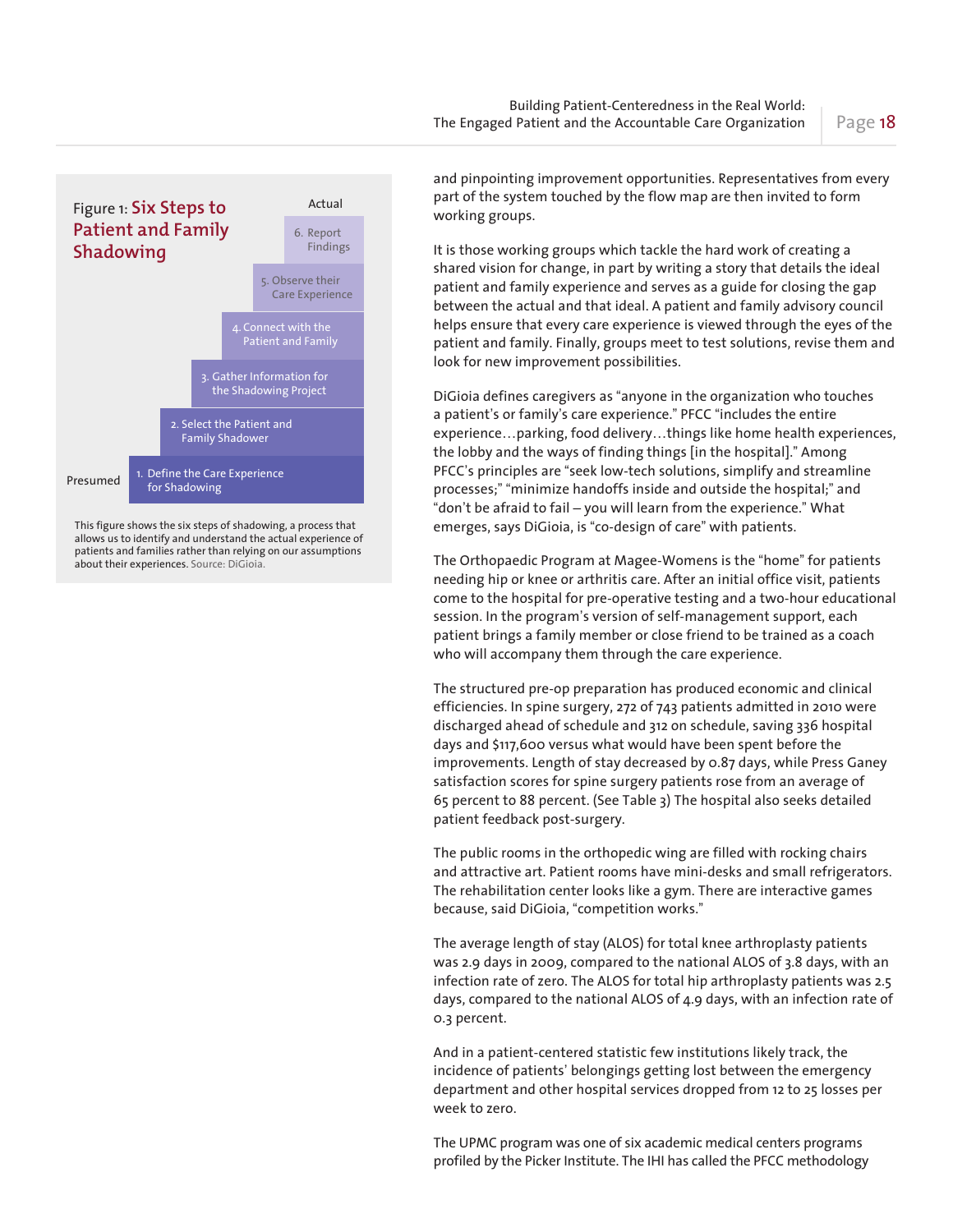**Figure 1: Six Steps to Patient and Family Shadowing**

Presumed → Actual

1. Define the Care Experience for Shadowing
2. Select the Patient and Family Shadower
3. Gather Information for the Shadowing Project
4. Connect with the Patient and Family
5. Observe their Care Experience
6. Report Findings

This figure shows the six steps of shadowing, a process that allows us to identify and understand the actual experience of patients and families rather than relying on our assumptions about their experiences. Source: DiGioia.

and pinpointing improvement opportunities. Representatives from every part of the system touched by the flow map are then invited to form working groups.

It is those working groups which tackle the hard work of creating a shared vision for change, in part by writing a story that details the ideal patient and family experience and serves as a guide for closing the gap between the actual and that ideal. A patient and family advisory council helps ensure that every care experience is viewed through the eyes of the patient and family. Finally, groups meet to test solutions, revise them and look for new improvement possibilities.

DiGioia defines caregivers as "anyone in the organization who touches a patient's or family's care experience." PFCC "includes the entire experience…parking, food delivery…things like home health experiences, the lobby and the ways of finding things [in the hospital]." Among PFCC's principles are "seek low-tech solutions, simplify and streamline processes;" "minimize handoffs inside and outside the hospital;" and "don't be afraid to fail – you will learn from the experience." What emerges, says DiGioia, is "co-design of care" with patients.

The Orthopaedic Program at Magee-Womens is the "home" for patients needing hip or knee or arthritis care. After an initial office visit, patients come to the hospital for pre-operative testing and a two-hour educational session. In the program's version of self-management support, each patient brings a family member or close friend to be trained as a coach who will accompany them through the care experience.

The structured pre-op preparation has produced economic and clinical efficiencies. In spine surgery, 272 of 743 patients admitted in 2010 were discharged ahead of schedule and 312 on schedule, saving 336 hospital days and $117,600 versus what would have been spent before the improvements. Length of stay decreased by 0.87 days, while Press Ganey satisfaction scores for spine surgery patients rose from an average of 65 percent to 88 percent. (See Table 3) The hospital also seeks detailed patient feedback post-surgery.

The public rooms in the orthopedic wing are filled with rocking chairs and attractive art. Patient rooms have mini-desks and small refrigerators. The rehabilitation center looks like a gym. There are interactive games because, said DiGioia, "competition works."

The average length of stay (ALOS) for total knee arthroplasty patients was 2.9 days in 2009, compared to the national ALOS of 3.8 days, with an infection rate of zero. The ALOS for total hip arthroplasty patients was 2.5 days, compared to the national ALOS of 4.9 days, with an infection rate of 0.3 percent.

And in a patient-centered statistic few institutions likely track, the incidence of patients' belongings getting lost between the emergency department and other hospital services dropped from 12 to 25 losses per week to zero.

The UPMC program was one of six academic medical centers programs profiled by the Picker Institute. The IHI has called the PFCC methodology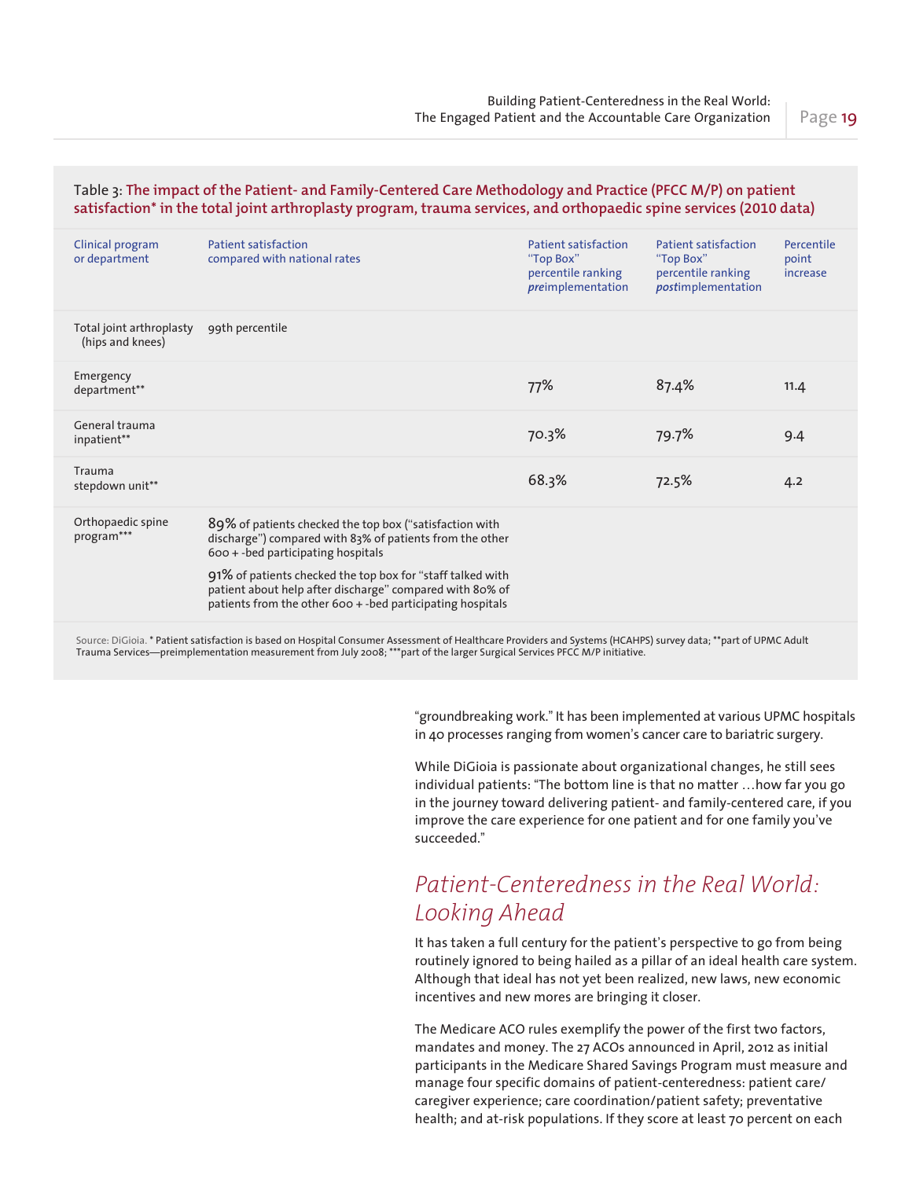Table 3: **The impact of the Patient- and Family-Centered Care Methodology and Practice (PFCC M/P) on patient satisfaction* in the total joint arthroplasty program, trauma services, and orthopaedic spine services (2010 data)**

| Clinical program or department | Patient satisfaction compared with national rates | Patient satisfaction "Top Box" percentile ranking *pre*implementation | Patient satisfaction "Top Box" percentile ranking *post*implementation | Percentile point increase |
|---|---|---|---|---|
| Total joint arthroplasty (hips and knees) | 99th percentile | | | |
| Emergency department** | | 77% | 87.4% | 11.4 |
| General trauma inpatient** | | 70.3% | 79.7% | 9.4 |
| Trauma stepdown unit** | | 68.3% | 72.5% | 4.2 |
| Orthopaedic spine program*** | 89% of patients checked the top box ("satisfaction with discharge") compared with 83% of patients from the other 600 + -bed participating hospitals<br>91% of patients checked the top box for "staff talked with patient about help after discharge" compared with 80% of patients from the other 600 + -bed participating hospitals | | | |

Source: DiGioia. * Patient satisfaction is based on Hospital Consumer Assessment of Healthcare Providers and Systems (HCAHPS) survey data; **part of UPMC Adult Trauma Services—preimplementation measurement from July 2008; ***part of the larger Surgical Services PFCC M/P initiative.

"groundbreaking work." It has been implemented at various UPMC hospitals in 40 processes ranging from women's cancer care to bariatric surgery.

While DiGioia is passionate about organizational changes, he still sees individual patients: "The bottom line is that no matter …how far you go in the journey toward delivering patient- and family-centered care, if you improve the care experience for one patient and for one family you've succeeded."

## *Patient-Centeredness in the Real World: Looking Ahead*

It has taken a full century for the patient's perspective to go from being routinely ignored to being hailed as a pillar of an ideal health care system. Although that ideal has not yet been realized, new laws, new economic incentives and new mores are bringing it closer.

The Medicare ACO rules exemplify the power of the first two factors, mandates and money. The 27 ACOs announced in April, 2012 as initial participants in the Medicare Shared Savings Program must measure and manage four specific domains of patient-centeredness: patient care/caregiver experience; care coordination/patient safety; preventative health; and at-risk populations. If they score at least 70 percent on each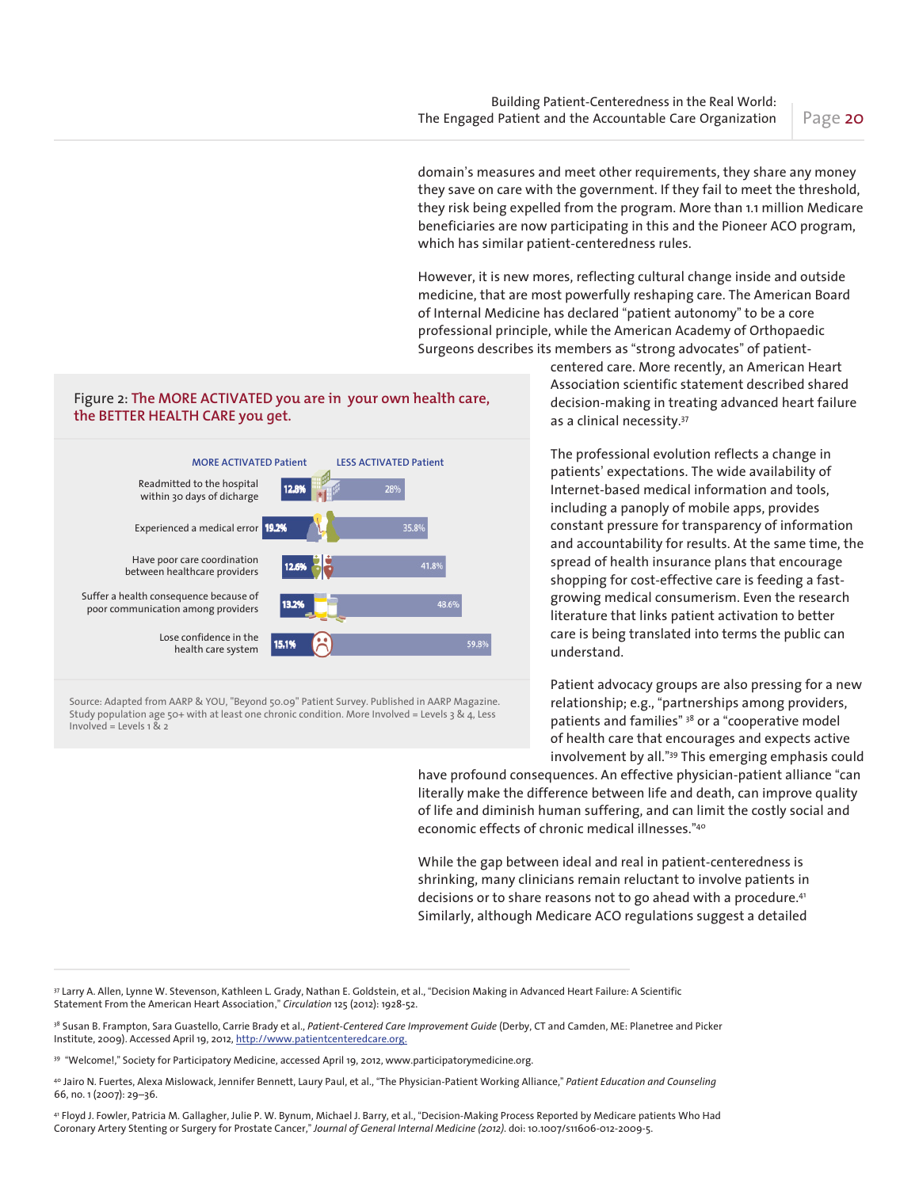domain's measures and meet other requirements, they share any money they save on care with the government. If they fail to meet the threshold, they risk being expelled from the program. More than 1.1 million Medicare beneficiaries are now participating in this and the Pioneer ACO program, which has similar patient-centeredness rules.

However, it is new mores, reflecting cultural change inside and outside medicine, that are most powerfully reshaping care. The American Board of Internal Medicine has declared "patient autonomy" to be a core professional principle, while the American Academy of Orthopaedic Surgeons describes its members as "strong advocates" of patient-centered care. More recently, an American Heart Association scientific statement described shared decision-making in treating advanced heart failure as a clinical necessity.[37]

Figure 2: **The MORE ACTIVATED you are in your own health care, the BETTER HEALTH CARE you get.**

| | MORE ACTIVATED Patient | LESS ACTIVATED Patient |
|---|---|---|
| Readmitted to the hospital within 30 days of dicharge | 12.8% | 28% |
| Experienced a medical error | 19.2% | 35.8% |
| Have poor care coordination between healthcare providers | 12.6% | 41.8% |
| Suffer a health consequence because of poor communication among providers | 13.2% | 48.6% |
| Lose confidence in the health care system | 15.1% | 59.8% |

Source: Adapted from AARP & YOU, "Beyond 50.09" Patient Survey. Published in AARP Magazine. Study population age 50+ with at least one chronic condition. More Involved = Levels 3 & 4, Less Involved = Levels 1 & 2

The professional evolution reflects a change in patients' expectations. The wide availability of Internet-based medical information and tools, including a panoply of mobile apps, provides constant pressure for transparency of information and accountability for results. At the same time, the spread of health insurance plans that encourage shopping for cost-effective care is feeding a fast-growing medical consumerism. Even the research literature that links patient activation to better care is being translated into terms the public can understand.

Patient advocacy groups are also pressing for a new relationship; e.g., "partnerships among providers, patients and families" [38] or a "cooperative model of health care that encourages and expects active involvement by all."[39] This emerging emphasis could have profound consequences. An effective physician-patient alliance "can literally make the difference between life and death, can improve quality of life and diminish human suffering, and can limit the costly social and economic effects of chronic medical illnesses."[40]

While the gap between ideal and real in patient-centeredness is shrinking, many clinicians remain reluctant to involve patients in decisions or to share reasons not to go ahead with a procedure.[41] Similarly, although Medicare ACO regulations suggest a detailed

---

[37] Larry A. Allen, Lynne W. Stevenson, Kathleen L. Grady, Nathan E. Goldstein, et al., "Decision Making in Advanced Heart Failure: A Scientific Statement From the American Heart Association," *Circulation* 125 (2012): 1928-52.

[38] Susan B. Frampton, Sara Guastello, Carrie Brady et al., *Patient-Centered Care Improvement Guide* (Derby, CT and Camden, ME: Planetree and Picker Institute, 2009). Accessed April 19, 2012, http://www.patientcenteredcare.org.

[39] "Welcome!," Society for Participatory Medicine, accessed April 19, 2012, www.participatorymedicine.org.

[40] Jairo N. Fuertes, Alexa Mislowack, Jennifer Bennett, Laury Paul, et al., "The Physician-Patient Working Alliance," *Patient Education and Counseling* 66, no. 1 (2007): 29–36.

[41] Floyd J. Fowler, Patricia M. Gallagher, Julie P. W. Bynum, Michael J. Barry, et al., "Decision-Making Process Reported by Medicare patients Who Had Coronary Artery Stenting or Surgery for Prostate Cancer," *Journal of General Internal Medicine (2012).* doi: 10.1007/s11606-012-2009-5.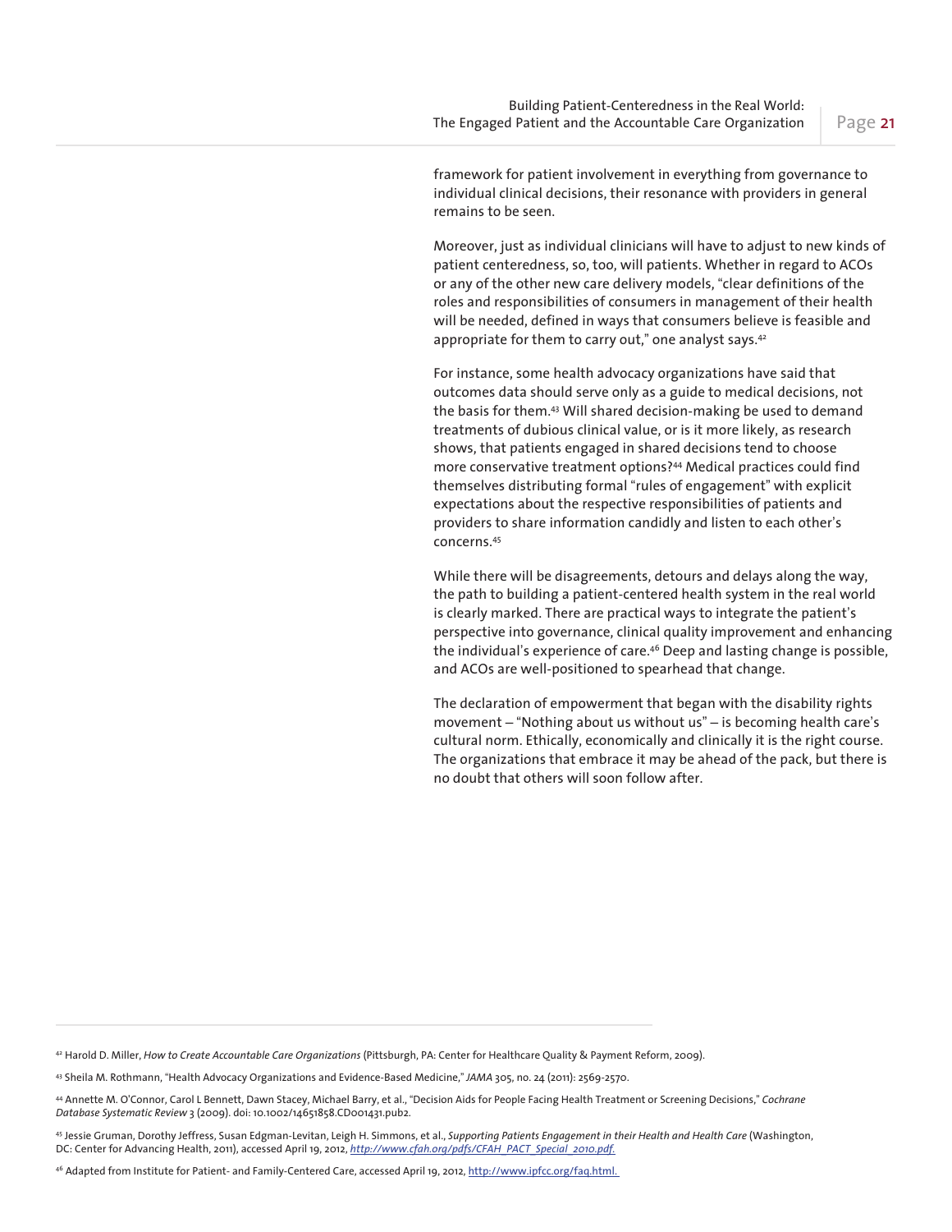framework for patient involvement in everything from governance to individual clinical decisions, their resonance with providers in general remains to be seen.

Moreover, just as individual clinicians will have to adjust to new kinds of patient centeredness, so, too, will patients. Whether in regard to ACOs or any of the other new care delivery models, "clear definitions of the roles and responsibilities of consumers in management of their health will be needed, defined in ways that consumers believe is feasible and appropriate for them to carry out," one analyst says.[42]

For instance, some health advocacy organizations have said that outcomes data should serve only as a guide to medical decisions, not the basis for them.[43] Will shared decision-making be used to demand treatments of dubious clinical value, or is it more likely, as research shows, that patients engaged in shared decisions tend to choose more conservative treatment options?[44] Medical practices could find themselves distributing formal "rules of engagement" with explicit expectations about the respective responsibilities of patients and providers to share information candidly and listen to each other's concerns.[45]

While there will be disagreements, detours and delays along the way, the path to building a patient-centered health system in the real world is clearly marked. There are practical ways to integrate the patient's perspective into governance, clinical quality improvement and enhancing the individual's experience of care.[46] Deep and lasting change is possible, and ACOs are well-positioned to spearhead that change.

The declaration of empowerment that began with the disability rights movement – "Nothing about us without us" – is becoming health care's cultural norm. Ethically, economically and clinically it is the right course. The organizations that embrace it may be ahead of the pack, but there is no doubt that others will soon follow after.

---

[42] Harold D. Miller, *How to Create Accountable Care Organizations* (Pittsburgh, PA: Center for Healthcare Quality & Payment Reform, 2009).

[43] Sheila M. Rothmann, "Health Advocacy Organizations and Evidence-Based Medicine," *JAMA* 305, no. 24 (2011): 2569-2570.

[44] Annette M. O'Connor, Carol L Bennett, Dawn Stacey, Michael Barry, et al., "Decision Aids for People Facing Health Treatment or Screening Decisions," *Cochrane Database Systematic Review* 3 (2009). doi: 10.1002/14651858.CD001431.pub2.

[45] Jessie Gruman, Dorothy Jeffress, Susan Edgman-Levitan, Leigh H. Simmons, et al., *Supporting Patients Engagement in their Health and Health Care* (Washington, DC: Center for Advancing Health, 2011), accessed April 19, 2012, *http://www.cfah.org/pdfs/CFAH_PACT_Special_2010.pdf.*

[46] Adapted from Institute for Patient- and Family-Centered Care, accessed April 19, 2012, http://www.ipfcc.org/faq.html.